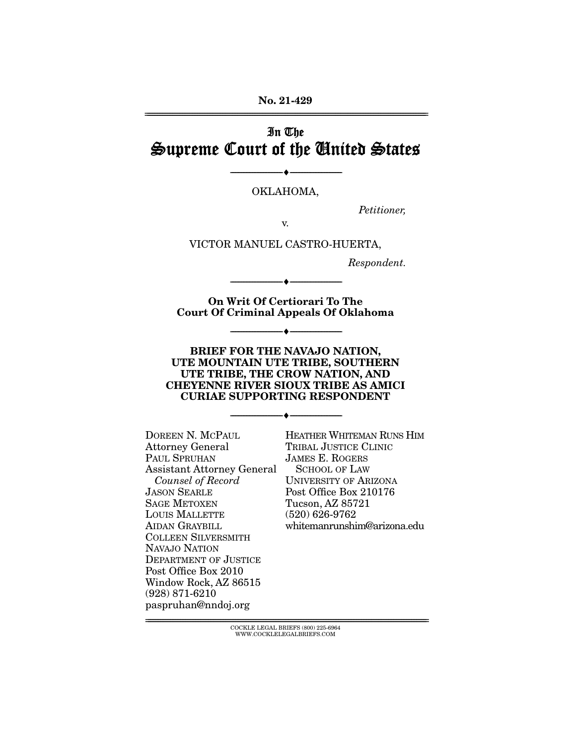**No. 21-429**

# In The Supreme Court of the United States

---

OKLAHOMA,

*Petitioner,*

v.

VICTOR MANUEL CASTRO-HUERTA,

*Respondent.*

---

**On Writ Of Certiorari To The Court Of Criminal Appeals Of Oklahoma**

---

**BRIEF FOR THE NAVAJO NATION, UTE MOUNTAIN UTE TRIBE, SOUTHERN UTE TRIBE, THE CROW NATION, AND CHEYENNE RIVER SIOUX TRIBE AS AMICI CURIAE SUPPORTING RESPONDENT**

---

DOREEN N. MCPAUL
Attorney General
PAUL SPRUHAN
Assistant Attorney General
*Counsel of Record*
JASON SEARLE
SAGE METOXEN
LOUIS MALLETTE
AIDAN GRAYBILL
COLLEEN SILVERSMITH
NAVAJO NATION
DEPARTMENT OF JUSTICE
Post Office Box 2010
Window Rock, AZ 86515
(928) 871-6210
paspruhan@nndoj.org

HEATHER WHITEMAN RUNS HIM
TRIBAL JUSTICE CLINIC
JAMES E. ROGERS
SCHOOL OF LAW
UNIVERSITY OF ARIZONA
Post Office Box 210176
Tucson, AZ 85721
(520) 626-9762
whitemanrunshim@arizona.edu

COCKLE LEGAL BRIEFS (800) 225-6964
WWW.COCKLELEGALBRIEFS.COM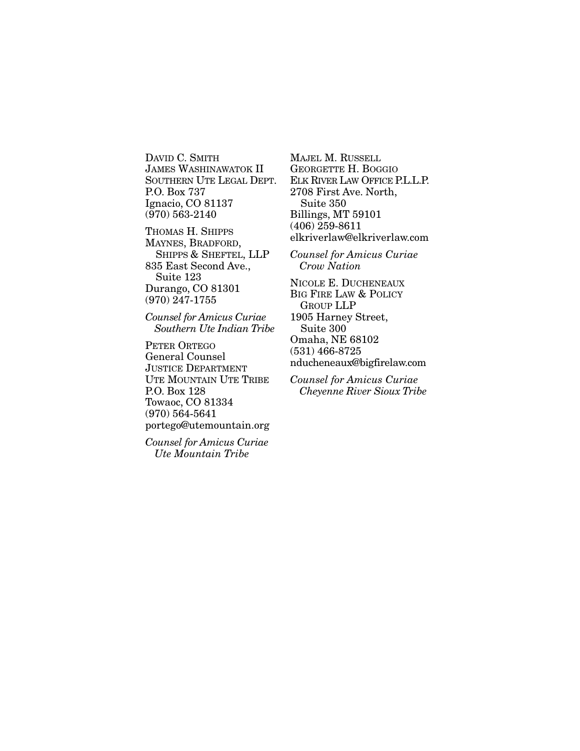DAVID C. SMITH
JAMES WASHINAWATOK II
SOUTHERN UTE LEGAL DEPT.
P.O. Box 737
Ignacio, CO 81137
(970) 563-2140

THOMAS H. SHIPPS
MAYNES, BRADFORD,
SHIPPS & SHEFTEL, LLP
835 East Second Ave.,
Suite 123
Durango, CO 81301
(970) 247-1755

*Counsel for Amicus Curiae*
*Southern Ute Indian Tribe*

PETER ORTEGO
General Counsel
JUSTICE DEPARTMENT
UTE MOUNTAIN UTE TRIBE
P.O. Box 128
Towaoc, CO 81334
(970) 564-5641
portego@utemountain.org

*Counsel for Amicus Curiae*
*Ute Mountain Tribe*

MAJEL M. RUSSELL
GEORGETTE H. BOGGIO
ELK RIVER LAW OFFICE P.L.L.P.
2708 First Ave. North,
Suite 350
Billings, MT 59101
(406) 259-8611
elkriverlaw@elkriverlaw.com

*Counsel for Amicus Curiae*
*Crow Nation*

NICOLE E. DUCHENEAUX
BIG FIRE LAW & POLICY
GROUP LLP
1905 Harney Street,
Suite 300
Omaha, NE 68102
(531) 466-8725
nducheneaux@bigfirelaw.com

*Counsel for Amicus Curiae*
*Cheyenne River Sioux Tribe*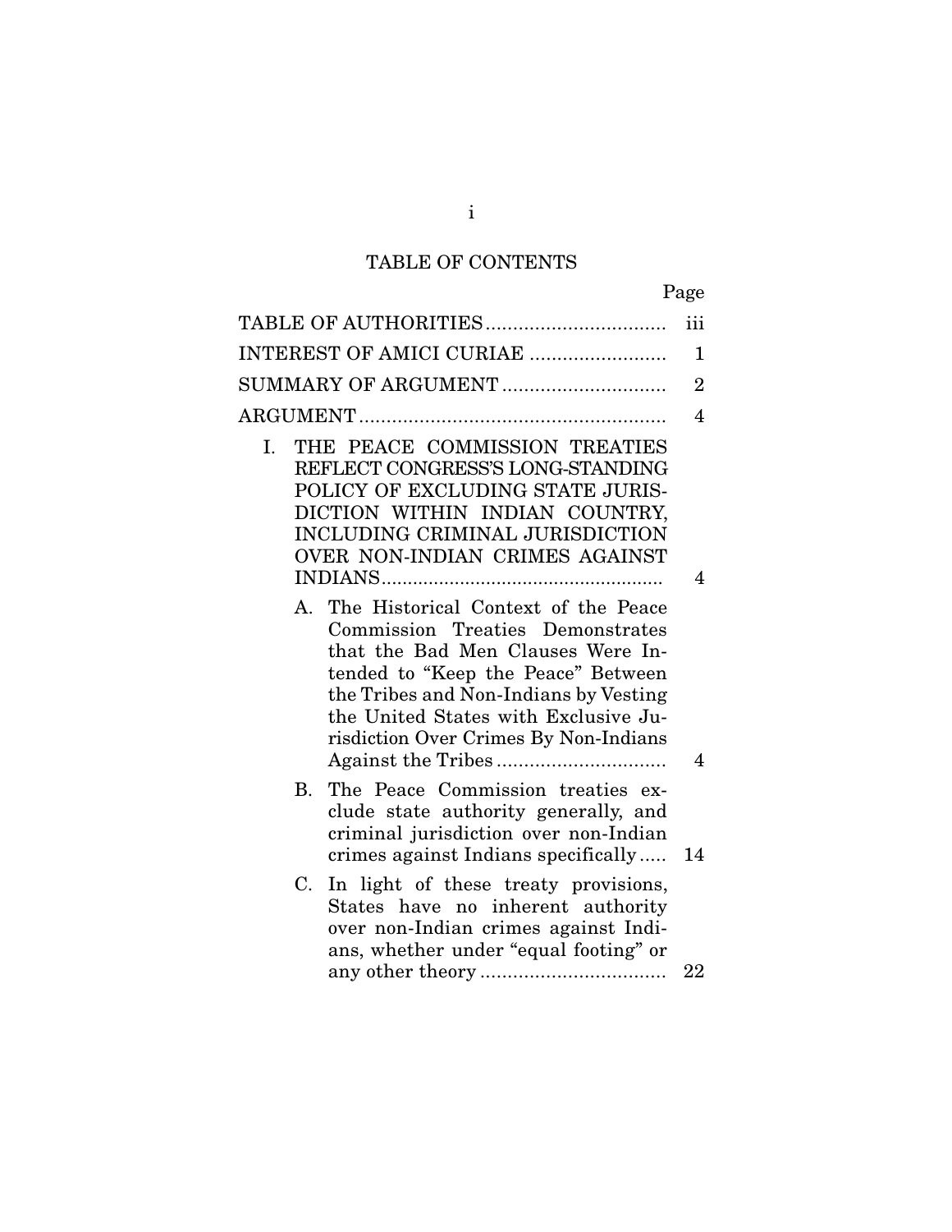# TABLE OF CONTENTS

| | Page |
|---|---|
| TABLE OF AUTHORITIES | iii |
| INTEREST OF AMICI CURIAE | 1 |
| SUMMARY OF ARGUMENT | 2 |
| ARGUMENT | 4 |
| I. THE PEACE COMMISSION TREATIES REFLECT CONGRESS'S LONG-STANDING POLICY OF EXCLUDING STATE JURISDICTION WITHIN INDIAN COUNTRY, INCLUDING CRIMINAL JURISDICTION OVER NON-INDIAN CRIMES AGAINST INDIANS | 4 |
| A. The Historical Context of the Peace Commission Treaties Demonstrates that the Bad Men Clauses Were Intended to "Keep the Peace" Between the Tribes and Non-Indians by Vesting the United States with Exclusive Jurisdiction Over Crimes By Non-Indians Against the Tribes | 4 |
| B. The Peace Commission treaties exclude state authority generally, and criminal jurisdiction over non-Indian crimes against Indians specifically | 14 |
| C. In light of these treaty provisions, States have no inherent authority over non-Indian crimes against Indians, whether under "equal footing" or any other theory | 22 |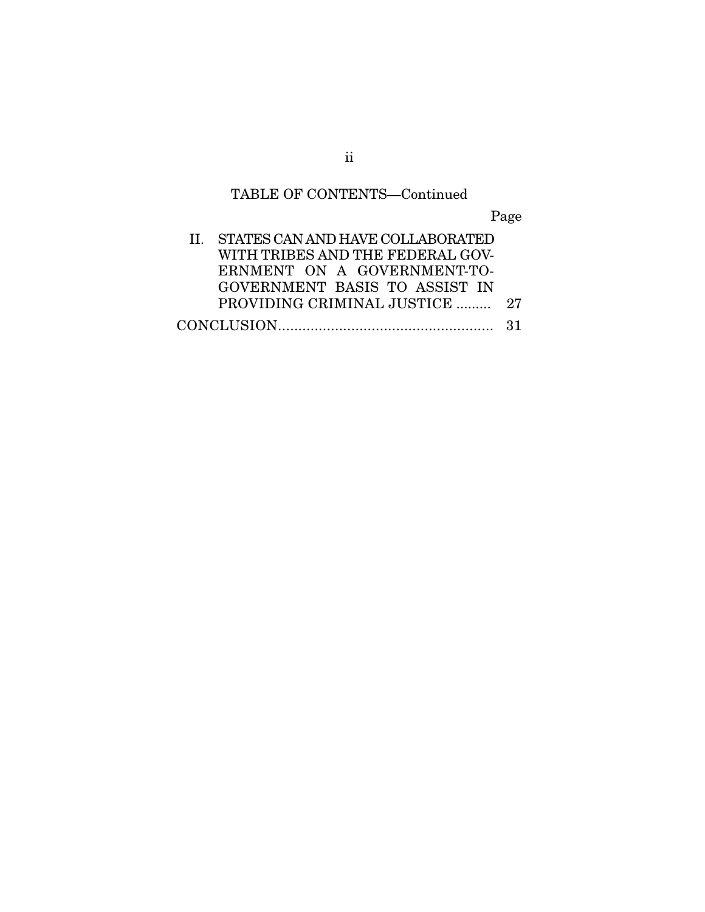TABLE OF CONTENTS—Continued

| | Page |
|---|---|
| II. STATES CAN AND HAVE COLLABORATED WITH TRIBES AND THE FEDERAL GOVERNMENT ON A GOVERNMENT-TO-GOVERNMENT BASIS TO ASSIST IN PROVIDING CRIMINAL JUSTICE | 27 |
| CONCLUSION | 31 |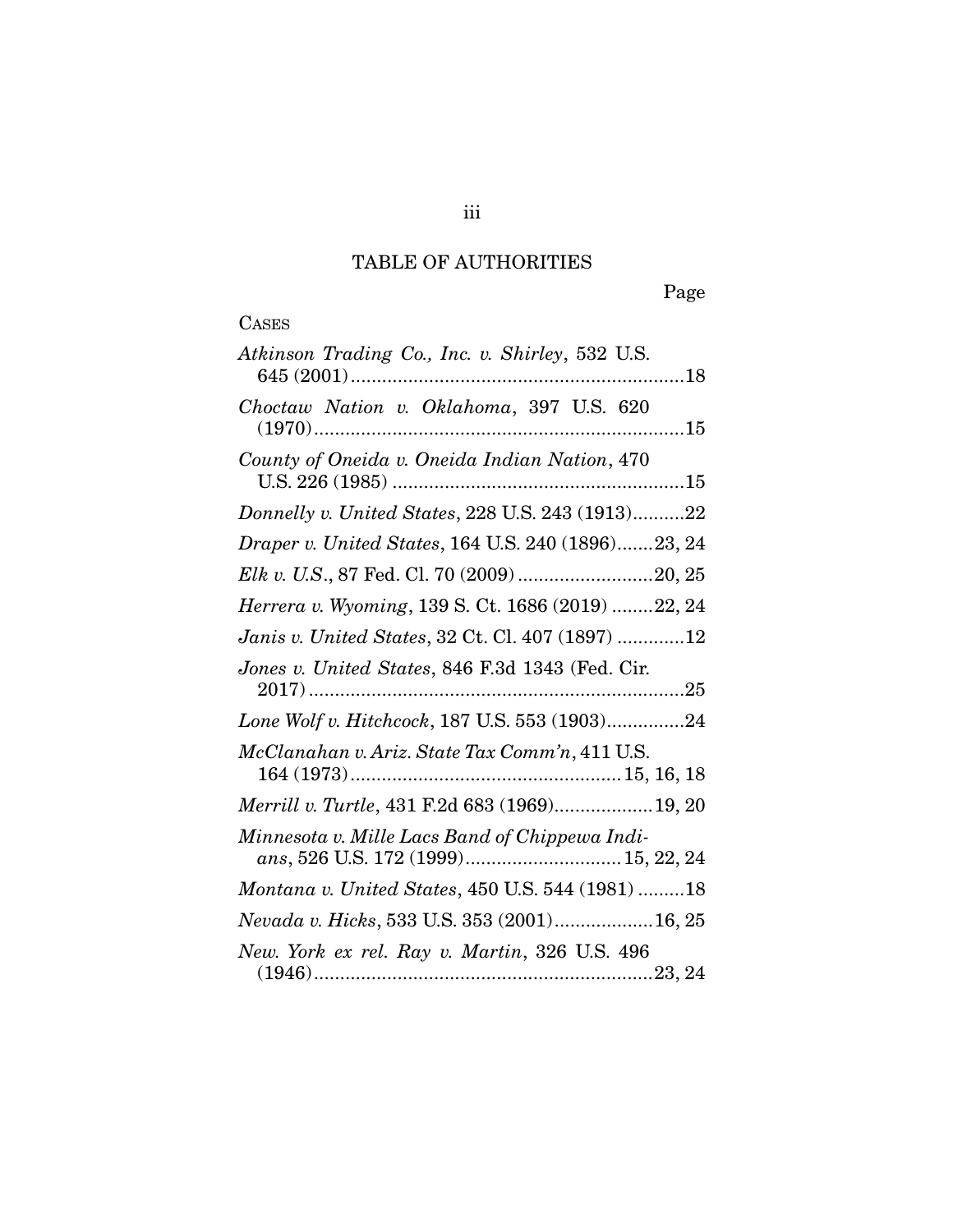## TABLE OF AUTHORITIES

Page

CASES

*Atkinson Trading Co., Inc. v. Shirley*, 532 U.S. 645 (2001) ....18

*Choctaw Nation v. Oklahoma*, 397 U.S. 620 (1970) ....15

*County of Oneida v. Oneida Indian Nation*, 470 U.S. 226 (1985) ....15

*Donnelly v. United States*, 228 U.S. 243 (1913) ....22

*Draper v. United States*, 164 U.S. 240 (1896) ....23, 24

*Elk v. U.S.*, 87 Fed. Cl. 70 (2009) ....20, 25

*Herrera v. Wyoming*, 139 S. Ct. 1686 (2019) ....22, 24

*Janis v. United States*, 32 Ct. Cl. 407 (1897) ....12

*Jones v. United States*, 846 F.3d 1343 (Fed. Cir. 2017) ....25

*Lone Wolf v. Hitchcock*, 187 U.S. 553 (1903) ....24

*McClanahan v. Ariz. State Tax Comm'n*, 411 U.S. 164 (1973) ....15, 16, 18

*Merrill v. Turtle*, 431 F.2d 683 (1969) ....19, 20

*Minnesota v. Mille Lacs Band of Chippewa Indians*, 526 U.S. 172 (1999) ....15, 22, 24

*Montana v. United States*, 450 U.S. 544 (1981) ....18

*Nevada v. Hicks*, 533 U.S. 353 (2001) ....16, 25

*New. York ex rel. Ray v. Martin*, 326 U.S. 496 (1946) ....23, 24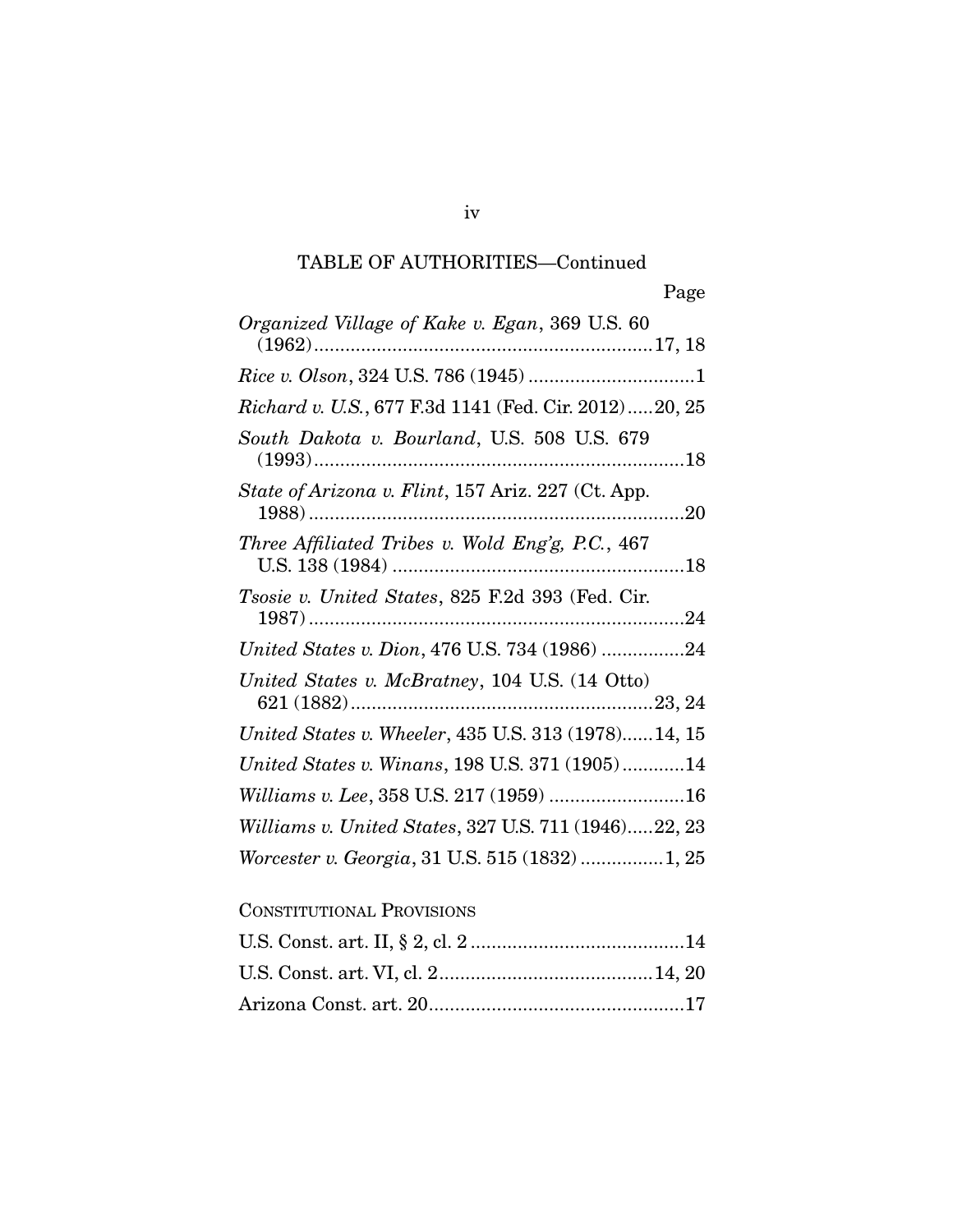TABLE OF AUTHORITIES—Continued

Page

*Organized Village of Kake v. Egan*, 369 U.S. 60 (1962)....................................................................17, 18

*Rice v. Olson*, 324 U.S. 786 (1945) ...............................1

*Richard v. U.S.*, 677 F.3d 1141 (Fed. Cir. 2012).....20, 25

*South Dakota v. Bourland*, U.S. 508 U.S. 679 (1993).........................................................................18

*State of Arizona v. Flint*, 157 Ariz. 227 (Ct. App. 1988).........................................................................20

*Three Affiliated Tribes v. Wold Eng'g, P.C.*, 467 U.S. 138 (1984) ........................................................18

*Tsosie v. United States*, 825 F.2d 393 (Fed. Cir. 1987).........................................................................24

*United States v. Dion*, 476 U.S. 734 (1986) ................24

*United States v. McBratney*, 104 U.S. (14 Otto) 621 (1882)..........................................................23, 24

*United States v. Wheeler*, 435 U.S. 313 (1978)......14, 15

*United States v. Winans*, 198 U.S. 371 (1905)............14

*Williams v. Lee*, 358 U.S. 217 (1959) ..........................16

*Williams v. United States*, 327 U.S. 711 (1946).....22, 23

*Worcester v. Georgia*, 31 U.S. 515 (1832) ................1, 25

CONSTITUTIONAL PROVISIONS

U.S. Const. art. II, § 2, cl. 2 .........................................14

U.S. Const. art. VI, cl. 2.........................................14, 20

Arizona Const. art. 20.................................................17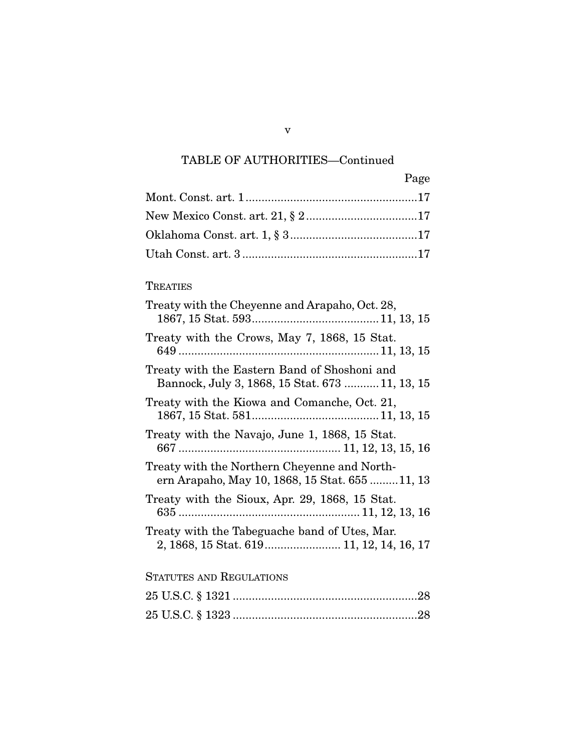TABLE OF AUTHORITIES—Continued

| | Page |
|---|---|
| Mont. Const. art. 1 | 17 |
| New Mexico Const. art. 21, § 2 | 17 |
| Oklahoma Const. art. 1, § 3 | 17 |
| Utah Const. art. 3 | 17 |

TREATIES

| | |
|---|---|
| Treaty with the Cheyenne and Arapaho, Oct. 28, 1867, 15 Stat. 593 | 11, 13, 15 |
| Treaty with the Crows, May 7, 1868, 15 Stat. 649 | 11, 13, 15 |
| Treaty with the Eastern Band of Shoshoni and Bannock, July 3, 1868, 15 Stat. 673 | 11, 13, 15 |
| Treaty with the Kiowa and Comanche, Oct. 21, 1867, 15 Stat. 581 | 11, 13, 15 |
| Treaty with the Navajo, June 1, 1868, 15 Stat. 667 | 11, 12, 13, 15, 16 |
| Treaty with the Northern Cheyenne and Northern Arapaho, May 10, 1868, 15 Stat. 655 | 11, 13 |
| Treaty with the Sioux, Apr. 29, 1868, 15 Stat. 635 | 11, 12, 13, 16 |
| Treaty with the Tabeguache band of Utes, Mar. 2, 1868, 15 Stat. 619 | 11, 12, 14, 16, 17 |

STATUTES AND REGULATIONS

| | |
|---|---|
| 25 U.S.C. § 1321 | 28 |
| 25 U.S.C. § 1323 | 28 |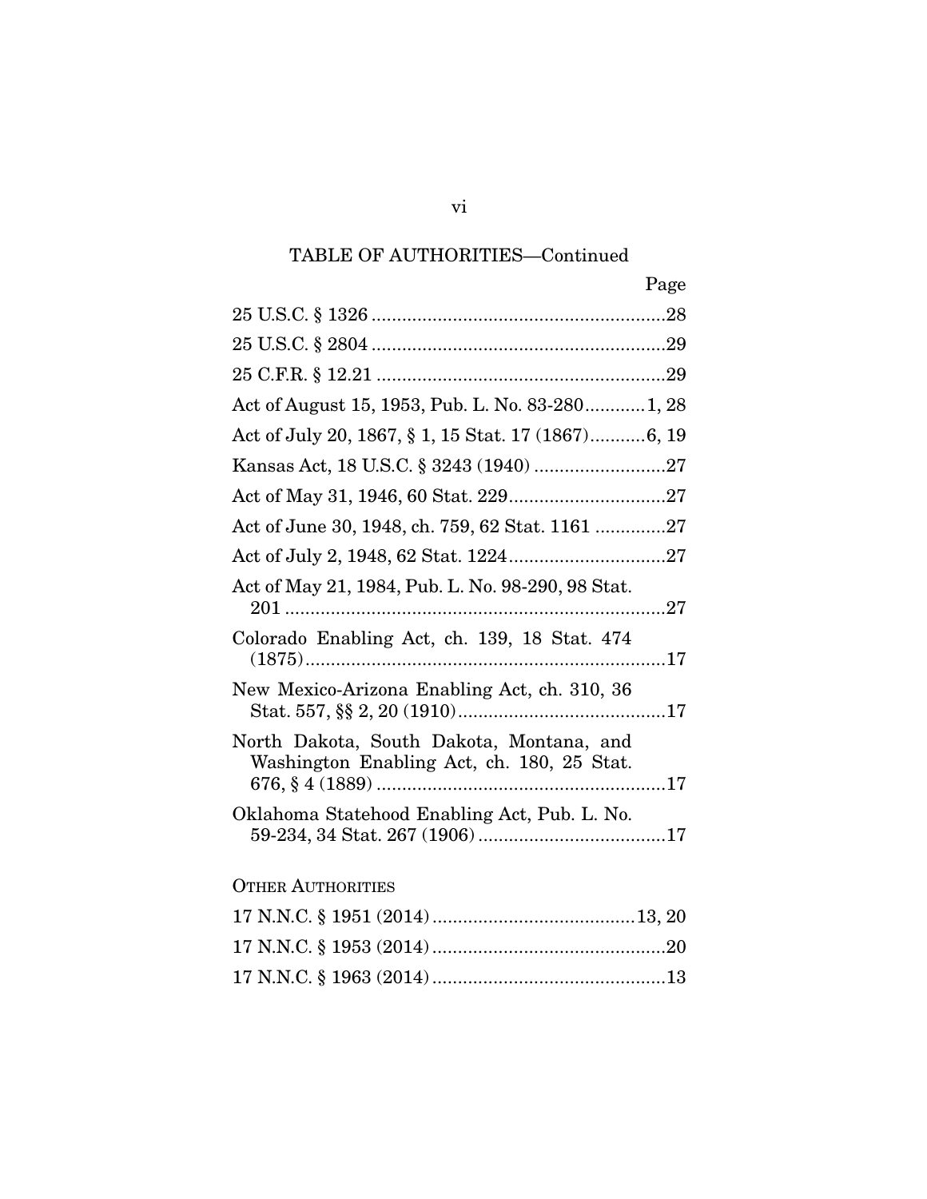TABLE OF AUTHORITIES—Continued

| | Page |
|---|---|
| 25 U.S.C. § 1326 | 28 |
| 25 U.S.C. § 2804 | 29 |
| 25 C.F.R. § 12.21 | 29 |
| Act of August 15, 1953, Pub. L. No. 83-280 | 1, 28 |
| Act of July 20, 1867, § 1, 15 Stat. 17 (1867) | 6, 19 |
| Kansas Act, 18 U.S.C. § 3243 (1940) | 27 |
| Act of May 31, 1946, 60 Stat. 229 | 27 |
| Act of June 30, 1948, ch. 759, 62 Stat. 1161 | 27 |
| Act of July 2, 1948, 62 Stat. 1224 | 27 |
| Act of May 21, 1984, Pub. L. No. 98-290, 98 Stat. 201 | 27 |
| Colorado Enabling Act, ch. 139, 18 Stat. 474 (1875) | 17 |
| New Mexico-Arizona Enabling Act, ch. 310, 36 Stat. 557, §§ 2, 20 (1910) | 17 |
| North Dakota, South Dakota, Montana, and Washington Enabling Act, ch. 180, 25 Stat. 676, § 4 (1889) | 17 |
| Oklahoma Statehood Enabling Act, Pub. L. No. 59-234, 34 Stat. 267 (1906) | 17 |

OTHER AUTHORITIES

| | |
|---|---|
| 17 N.N.C. § 1951 (2014) | 13, 20 |
| 17 N.N.C. § 1953 (2014) | 20 |
| 17 N.N.C. § 1963 (2014) | 13 |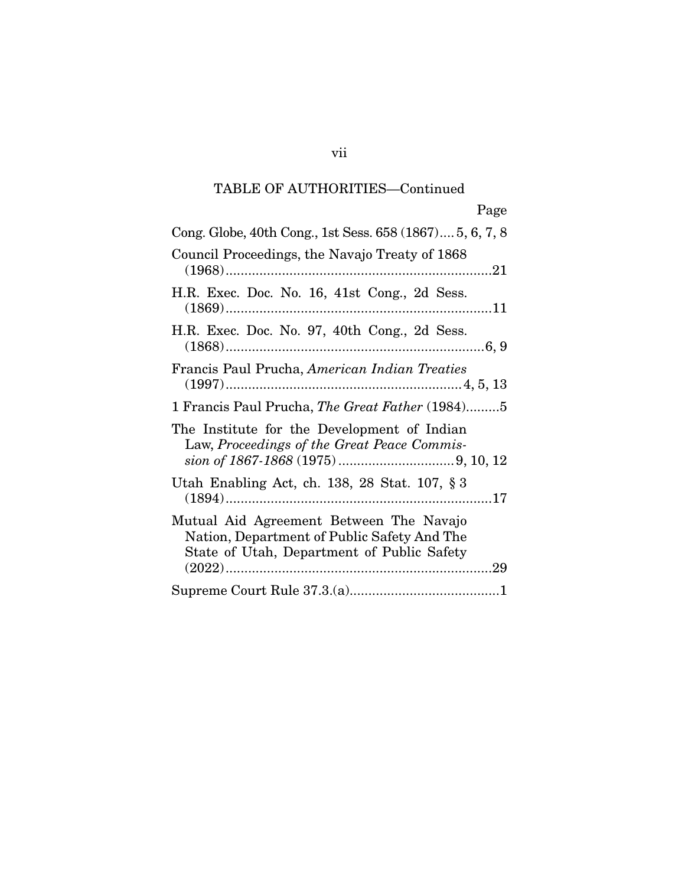TABLE OF AUTHORITIES—Continued

Page

Cong. Globe, 40th Cong., 1st Sess. 658 (1867).... 5, 6, 7, 8

Council Proceedings, the Navajo Treaty of 1868 (1968)........................................................................21

H.R. Exec. Doc. No. 16, 41st Cong., 2d Sess. (1869)........................................................................11

H.R. Exec. Doc. No. 97, 40th Cong., 2d Sess. (1868)......................................................................6, 9

Francis Paul Prucha, *American Indian Treaties* (1997)...............................................................4, 5, 13

1 Francis Paul Prucha, *The Great Father* (1984).........5

The Institute for the Development of Indian Law, *Proceedings of the Great Peace Commission of 1867-1868* (1975)...............................9, 10, 12

Utah Enabling Act, ch. 138, 28 Stat. 107, § 3 (1894)........................................................................17

Mutual Aid Agreement Between The Navajo Nation, Department of Public Safety And The State of Utah, Department of Public Safety (2022)........................................................................29

Supreme Court Rule 37.3.(a)........................................1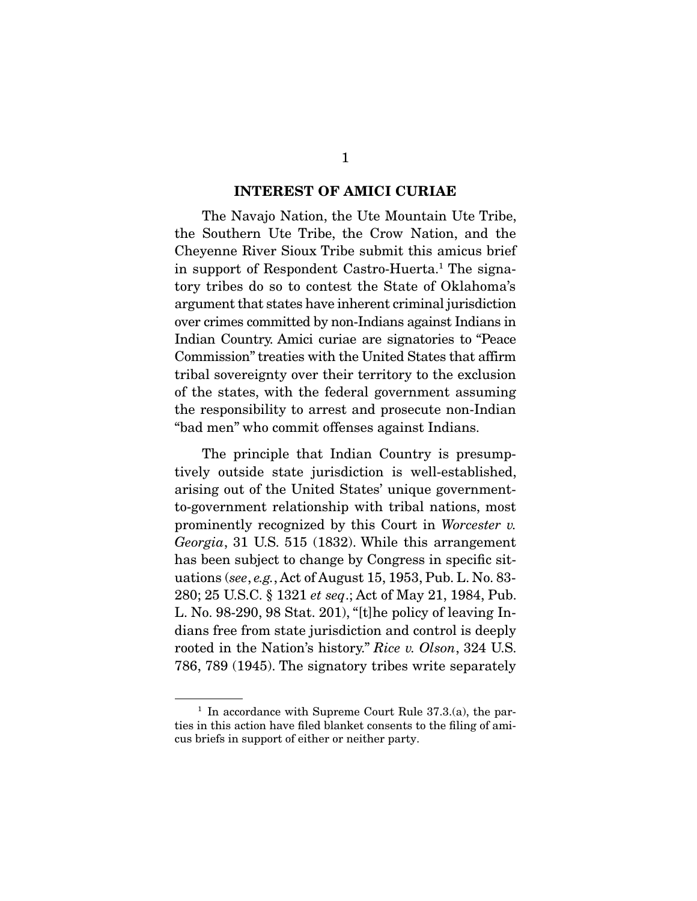## INTEREST OF AMICI CURIAE

The Navajo Nation, the Ute Mountain Ute Tribe, the Southern Ute Tribe, the Crow Nation, and the Cheyenne River Sioux Tribe submit this amicus brief in support of Respondent Castro-Huerta.[1] The signatory tribes do so to contest the State of Oklahoma's argument that states have inherent criminal jurisdiction over crimes committed by non-Indians against Indians in Indian Country. Amici curiae are signatories to "Peace Commission" treaties with the United States that affirm tribal sovereignty over their territory to the exclusion of the states, with the federal government assuming the responsibility to arrest and prosecute non-Indian "bad men" who commit offenses against Indians.

The principle that Indian Country is presumptively outside state jurisdiction is well-established, arising out of the United States' unique government-to-government relationship with tribal nations, most prominently recognized by this Court in *Worcester v. Georgia*, 31 U.S. 515 (1832). While this arrangement has been subject to change by Congress in specific situations (*see*, *e.g.*, Act of August 15, 1953, Pub. L. No. 83-280; 25 U.S.C. § 1321 *et seq*.; Act of May 21, 1984, Pub. L. No. 98-290, 98 Stat. 201), "[t]he policy of leaving Indians free from state jurisdiction and control is deeply rooted in the Nation's history." *Rice v. Olson*, 324 U.S. 786, 789 (1945). The signatory tribes write separately

---

[1] In accordance with Supreme Court Rule 37.3.(a), the parties in this action have filed blanket consents to the filing of amicus briefs in support of either or neither party.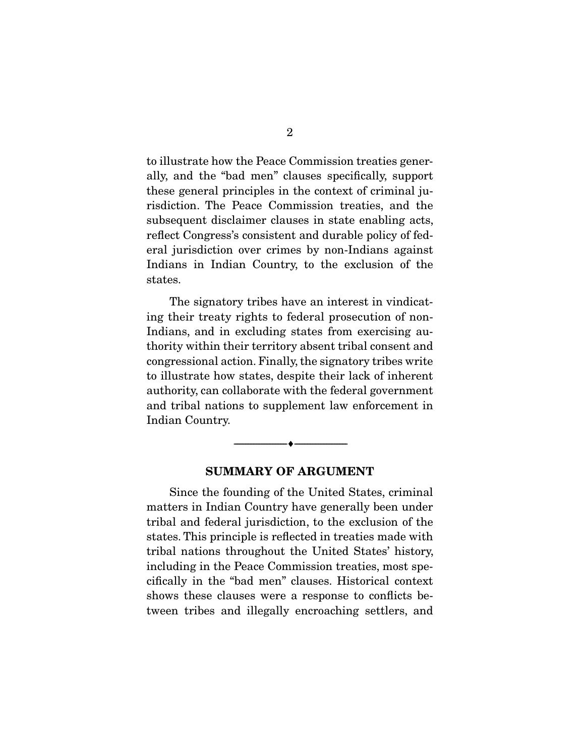to illustrate how the Peace Commission treaties generally, and the "bad men" clauses specifically, support these general principles in the context of criminal jurisdiction. The Peace Commission treaties, and the subsequent disclaimer clauses in state enabling acts, reflect Congress's consistent and durable policy of federal jurisdiction over crimes by non-Indians against Indians in Indian Country, to the exclusion of the states.

The signatory tribes have an interest in vindicating their treaty rights to federal prosecution of non-Indians, and in excluding states from exercising authority within their territory absent tribal consent and congressional action. Finally, the signatory tribes write to illustrate how states, despite their lack of inherent authority, can collaborate with the federal government and tribal nations to supplement law enforcement in Indian Country.

---

## SUMMARY OF ARGUMENT

Since the founding of the United States, criminal matters in Indian Country have generally been under tribal and federal jurisdiction, to the exclusion of the states. This principle is reflected in treaties made with tribal nations throughout the United States' history, including in the Peace Commission treaties, most specifically in the "bad men" clauses. Historical context shows these clauses were a response to conflicts between tribes and illegally encroaching settlers, and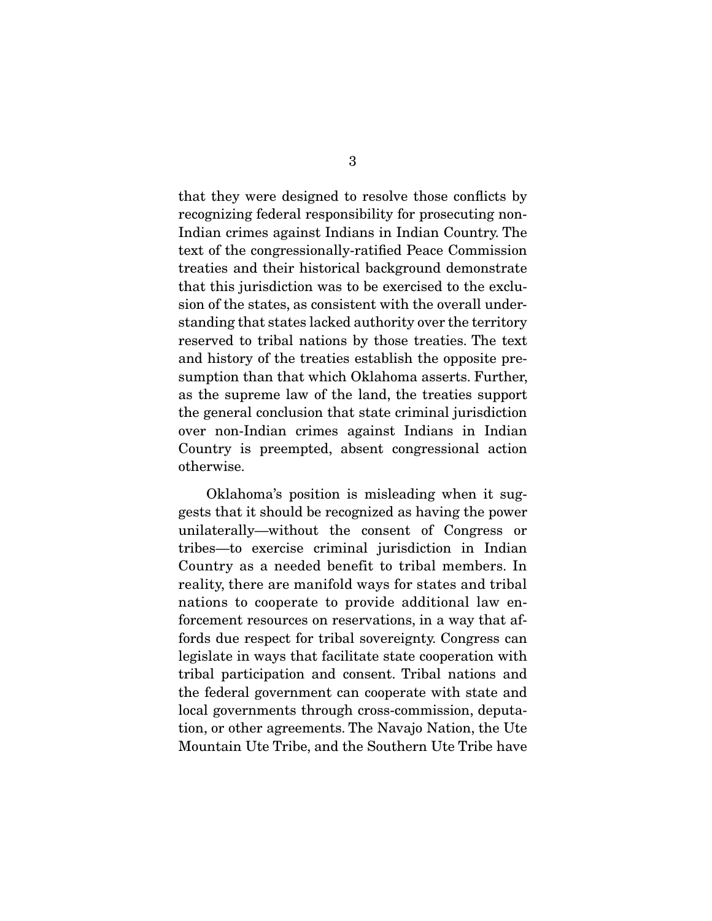that they were designed to resolve those conflicts by recognizing federal responsibility for prosecuting non-Indian crimes against Indians in Indian Country. The text of the congressionally-ratified Peace Commission treaties and their historical background demonstrate that this jurisdiction was to be exercised to the exclusion of the states, as consistent with the overall understanding that states lacked authority over the territory reserved to tribal nations by those treaties. The text and history of the treaties establish the opposite presumption than that which Oklahoma asserts. Further, as the supreme law of the land, the treaties support the general conclusion that state criminal jurisdiction over non-Indian crimes against Indians in Indian Country is preempted, absent congressional action otherwise.

Oklahoma's position is misleading when it suggests that it should be recognized as having the power unilaterally—without the consent of Congress or tribes—to exercise criminal jurisdiction in Indian Country as a needed benefit to tribal members. In reality, there are manifold ways for states and tribal nations to cooperate to provide additional law enforcement resources on reservations, in a way that affords due respect for tribal sovereignty. Congress can legislate in ways that facilitate state cooperation with tribal participation and consent. Tribal nations and the federal government can cooperate with state and local governments through cross-commission, deputation, or other agreements. The Navajo Nation, the Ute Mountain Ute Tribe, and the Southern Ute Tribe have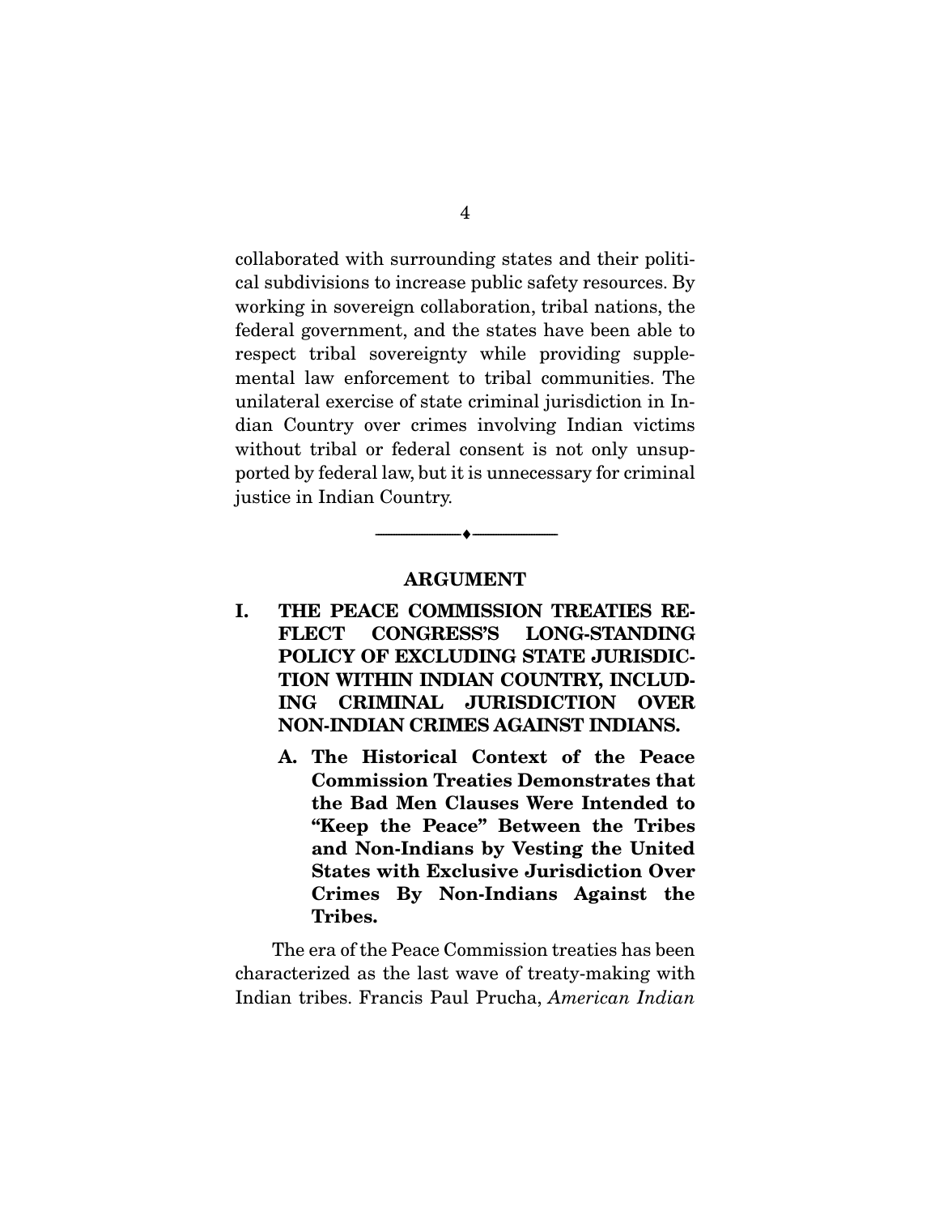collaborated with surrounding states and their political subdivisions to increase public safety resources. By working in sovereign collaboration, tribal nations, the federal government, and the states have been able to respect tribal sovereignty while providing supplemental law enforcement to tribal communities. The unilateral exercise of state criminal jurisdiction in Indian Country over crimes involving Indian victims without tribal or federal consent is not only unsupported by federal law, but it is unnecessary for criminal justice in Indian Country.

---

## ARGUMENT

### I. THE PEACE COMMISSION TREATIES REFLECT CONGRESS'S LONG-STANDING POLICY OF EXCLUDING STATE JURISDICTION WITHIN INDIAN COUNTRY, INCLUDING CRIMINAL JURISDICTION OVER NON-INDIAN CRIMES AGAINST INDIANS.

#### A. The Historical Context of the Peace Commission Treaties Demonstrates that the Bad Men Clauses Were Intended to "Keep the Peace" Between the Tribes and Non-Indians by Vesting the United States with Exclusive Jurisdiction Over Crimes By Non-Indians Against the Tribes.

The era of the Peace Commission treaties has been characterized as the last wave of treaty-making with Indian tribes. Francis Paul Prucha, *American Indian*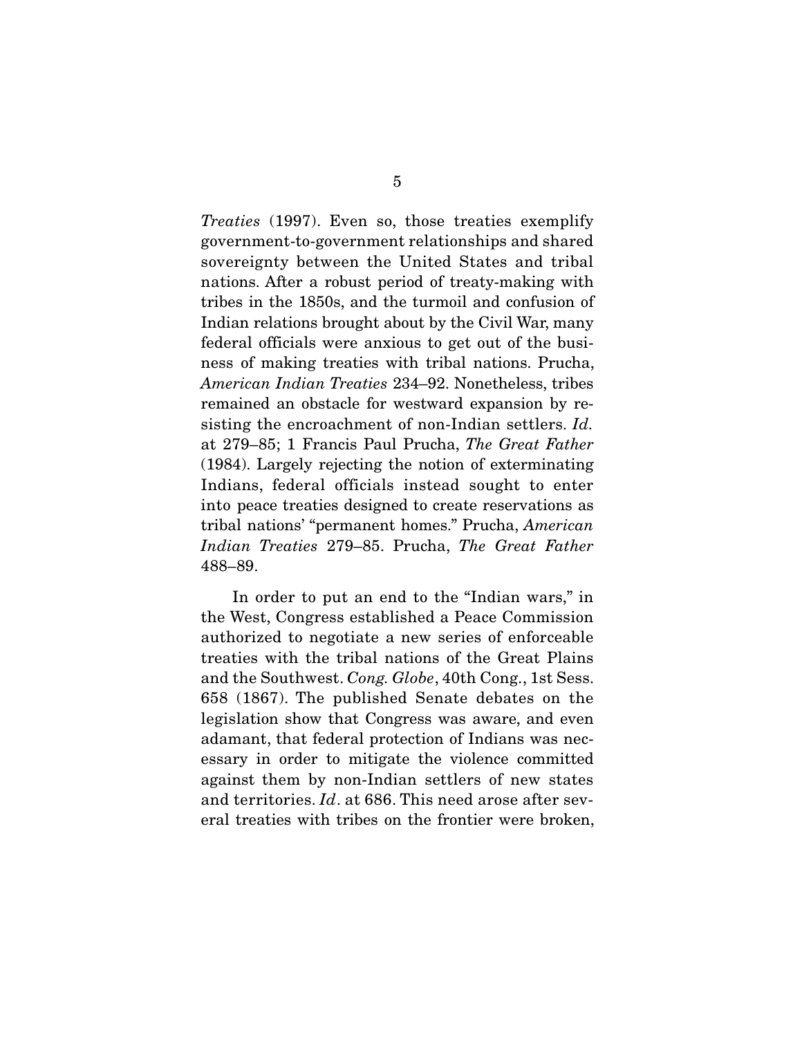*Treaties* (1997). Even so, those treaties exemplify government-to-government relationships and shared sovereignty between the United States and tribal nations. After a robust period of treaty-making with tribes in the 1850s, and the turmoil and confusion of Indian relations brought about by the Civil War, many federal officials were anxious to get out of the business of making treaties with tribal nations. Prucha, *American Indian Treaties* 234–92. Nonetheless, tribes remained an obstacle for westward expansion by resisting the encroachment of non-Indian settlers. *Id.* at 279–85; 1 Francis Paul Prucha, *The Great Father* (1984). Largely rejecting the notion of exterminating Indians, federal officials instead sought to enter into peace treaties designed to create reservations as tribal nations' "permanent homes." Prucha, *American Indian Treaties* 279–85. Prucha, *The Great Father* 488–89.

In order to put an end to the "Indian wars," in the West, Congress established a Peace Commission authorized to negotiate a new series of enforceable treaties with the tribal nations of the Great Plains and the Southwest. *Cong. Globe*, 40th Cong., 1st Sess. 658 (1867). The published Senate debates on the legislation show that Congress was aware, and even adamant, that federal protection of Indians was necessary in order to mitigate the violence committed against them by non-Indian settlers of new states and territories. *Id*. at 686. This need arose after several treaties with tribes on the frontier were broken,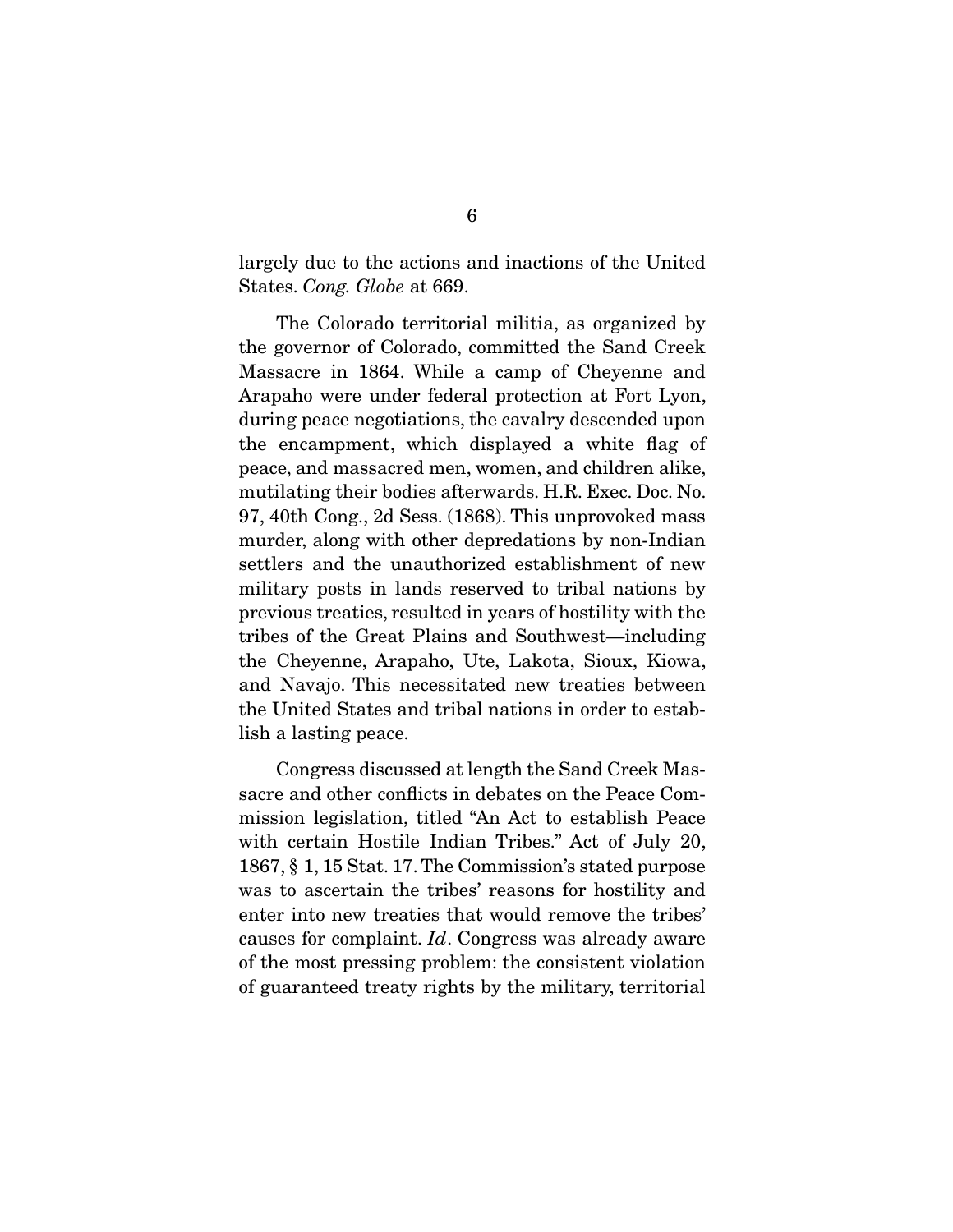largely due to the actions and inactions of the United States. *Cong. Globe* at 669.

The Colorado territorial militia, as organized by the governor of Colorado, committed the Sand Creek Massacre in 1864. While a camp of Cheyenne and Arapaho were under federal protection at Fort Lyon, during peace negotiations, the cavalry descended upon the encampment, which displayed a white flag of peace, and massacred men, women, and children alike, mutilating their bodies afterwards. H.R. Exec. Doc. No. 97, 40th Cong., 2d Sess. (1868). This unprovoked mass murder, along with other depredations by non-Indian settlers and the unauthorized establishment of new military posts in lands reserved to tribal nations by previous treaties, resulted in years of hostility with the tribes of the Great Plains and Southwest—including the Cheyenne, Arapaho, Ute, Lakota, Sioux, Kiowa, and Navajo. This necessitated new treaties between the United States and tribal nations in order to establish a lasting peace.

Congress discussed at length the Sand Creek Massacre and other conflicts in debates on the Peace Commission legislation, titled "An Act to establish Peace with certain Hostile Indian Tribes." Act of July 20, 1867, § 1, 15 Stat. 17. The Commission's stated purpose was to ascertain the tribes' reasons for hostility and enter into new treaties that would remove the tribes' causes for complaint. *Id*. Congress was already aware of the most pressing problem: the consistent violation of guaranteed treaty rights by the military, territorial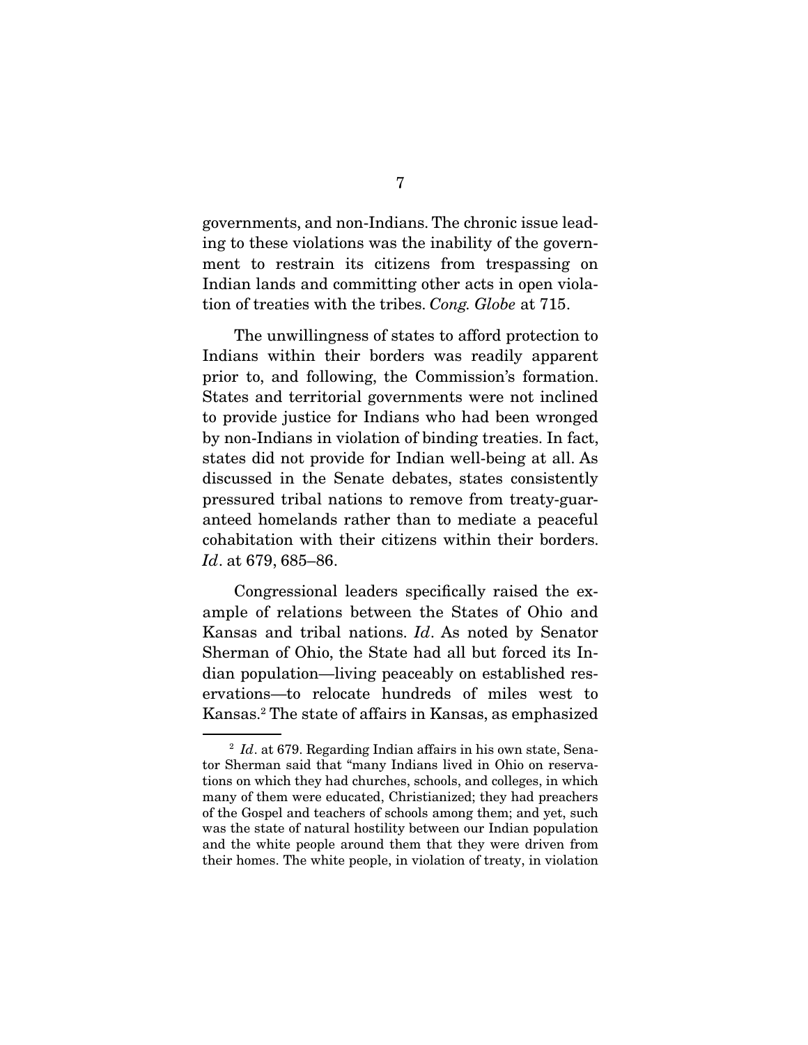governments, and non-Indians. The chronic issue leading to these violations was the inability of the government to restrain its citizens from trespassing on Indian lands and committing other acts in open violation of treaties with the tribes. *Cong. Globe* at 715.

The unwillingness of states to afford protection to Indians within their borders was readily apparent prior to, and following, the Commission's formation. States and territorial governments were not inclined to provide justice for Indians who had been wronged by non-Indians in violation of binding treaties. In fact, states did not provide for Indian well-being at all. As discussed in the Senate debates, states consistently pressured tribal nations to remove from treaty-guaranteed homelands rather than to mediate a peaceful cohabitation with their citizens within their borders. *Id*. at 679, 685–86.

Congressional leaders specifically raised the example of relations between the States of Ohio and Kansas and tribal nations. *Id*. As noted by Senator Sherman of Ohio, the State had all but forced its Indian population—living peaceably on established reservations—to relocate hundreds of miles west to Kansas.[2] The state of affairs in Kansas, as emphasized

---

[2] *Id*. at 679. Regarding Indian affairs in his own state, Senator Sherman said that "many Indians lived in Ohio on reservations on which they had churches, schools, and colleges, in which many of them were educated, Christianized; they had preachers of the Gospel and teachers of schools among them; and yet, such was the state of natural hostility between our Indian population and the white people around them that they were driven from their homes. The white people, in violation of treaty, in violation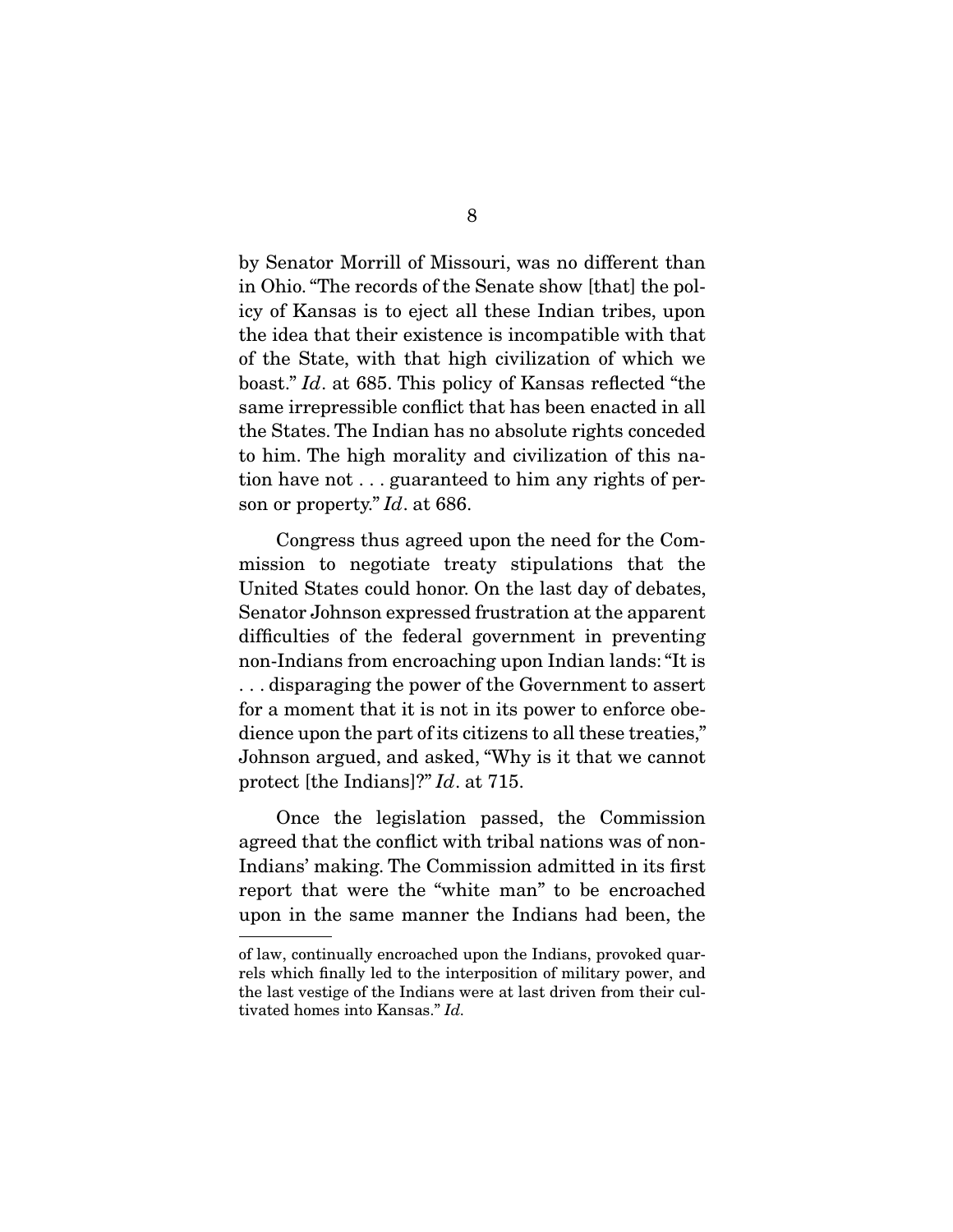by Senator Morrill of Missouri, was no different than in Ohio. "The records of the Senate show [that] the policy of Kansas is to eject all these Indian tribes, upon the idea that their existence is incompatible with that of the State, with that high civilization of which we boast." *Id*. at 685. This policy of Kansas reflected "the same irrepressible conflict that has been enacted in all the States. The Indian has no absolute rights conceded to him. The high morality and civilization of this nation have not . . . guaranteed to him any rights of person or property." *Id*. at 686.

Congress thus agreed upon the need for the Commission to negotiate treaty stipulations that the United States could honor. On the last day of debates, Senator Johnson expressed frustration at the apparent difficulties of the federal government in preventing non-Indians from encroaching upon Indian lands: "It is . . . disparaging the power of the Government to assert for a moment that it is not in its power to enforce obedience upon the part of its citizens to all these treaties," Johnson argued, and asked, "Why is it that we cannot protect [the Indians]?" *Id*. at 715.

Once the legislation passed, the Commission agreed that the conflict with tribal nations was of non-Indians' making. The Commission admitted in its first report that were the "white man" to be encroached upon in the same manner the Indians had been, the

---

of law, continually encroached upon the Indians, provoked quarrels which finally led to the interposition of military power, and the last vestige of the Indians were at last driven from their cultivated homes into Kansas." *Id.*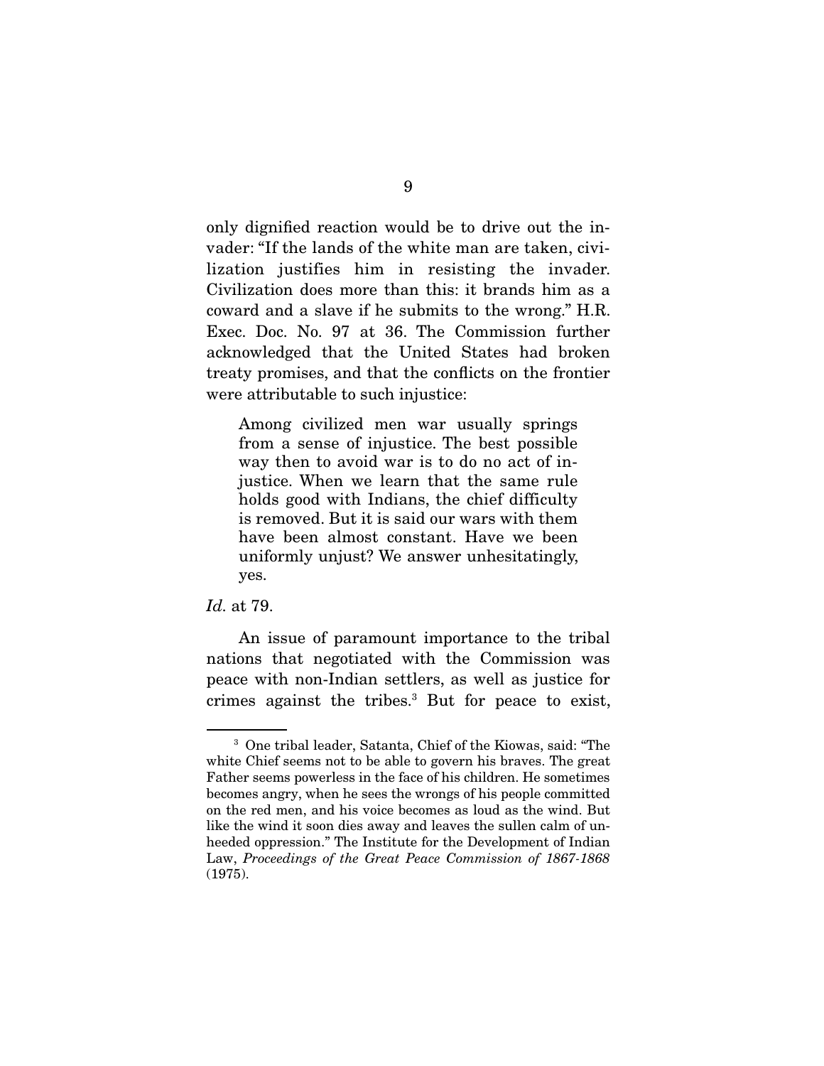only dignified reaction would be to drive out the invader: "If the lands of the white man are taken, civilization justifies him in resisting the invader. Civilization does more than this: it brands him as a coward and a slave if he submits to the wrong." H.R. Exec. Doc. No. 97 at 36. The Commission further acknowledged that the United States had broken treaty promises, and that the conflicts on the frontier were attributable to such injustice:

> Among civilized men war usually springs from a sense of injustice. The best possible way then to avoid war is to do no act of injustice. When we learn that the same rule holds good with Indians, the chief difficulty is removed. But it is said our wars with them have been almost constant. Have we been uniformly unjust? We answer unhesitatingly, yes.

*Id.* at 79.

An issue of paramount importance to the tribal nations that negotiated with the Commission was peace with non-Indian settlers, as well as justice for crimes against the tribes.[3] But for peace to exist,

---

[3] One tribal leader, Satanta, Chief of the Kiowas, said: "The white Chief seems not to be able to govern his braves. The great Father seems powerless in the face of his children. He sometimes becomes angry, when he sees the wrongs of his people committed on the red men, and his voice becomes as loud as the wind. But like the wind it soon dies away and leaves the sullen calm of unheeded oppression." The Institute for the Development of Indian Law, *Proceedings of the Great Peace Commission of 1867-1868* (1975).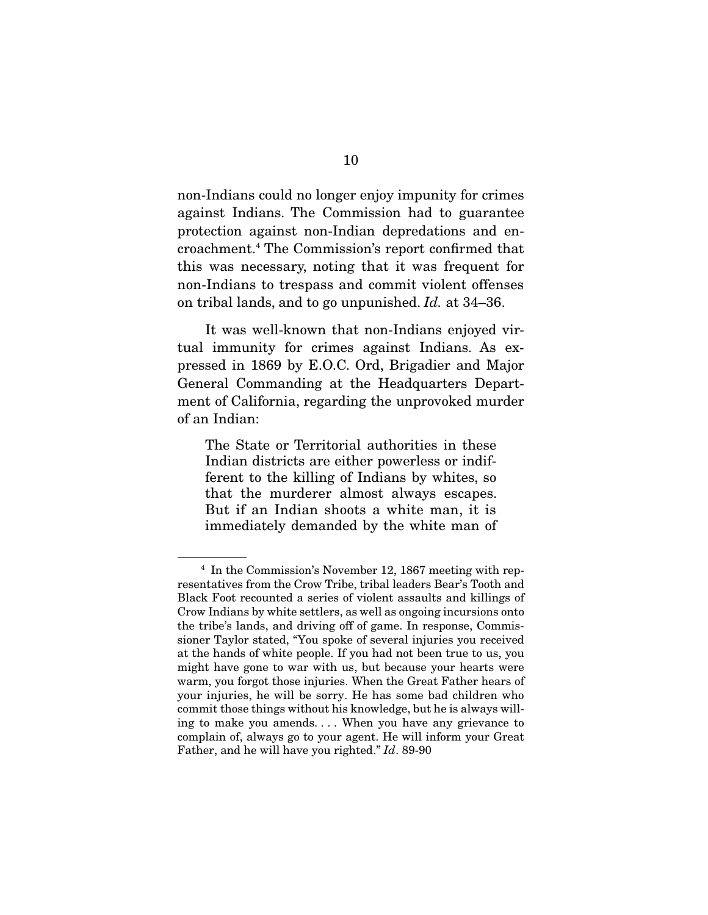non-Indians could no longer enjoy impunity for crimes against Indians. The Commission had to guarantee protection against non-Indian depredations and encroachment.[4] The Commission's report confirmed that this was necessary, noting that it was frequent for non-Indians to trespass and commit violent offenses on tribal lands, and to go unpunished. *Id.* at 34–36.

It was well-known that non-Indians enjoyed virtual immunity for crimes against Indians. As expressed in 1869 by E.O.C. Ord, Brigadier and Major General Commanding at the Headquarters Department of California, regarding the unprovoked murder of an Indian:

> The State or Territorial authorities in these Indian districts are either powerless or indifferent to the killing of Indians by whites, so that the murderer almost always escapes. But if an Indian shoots a white man, it is immediately demanded by the white man of

---

[4] In the Commission's November 12, 1867 meeting with representatives from the Crow Tribe, tribal leaders Bear's Tooth and Black Foot recounted a series of violent assaults and killings of Crow Indians by white settlers, as well as ongoing incursions onto the tribe's lands, and driving off of game. In response, Commissioner Taylor stated, "You spoke of several injuries you received at the hands of white people. If you had not been true to us, you might have gone to war with us, but because your hearts were warm, you forgot those injuries. When the Great Father hears of your injuries, he will be sorry. He has some bad children who commit those things without his knowledge, but he is always willing to make you amends. . . . When you have any grievance to complain of, always go to your agent. He will inform your Great Father, and he will have you righted." *Id*. 89-90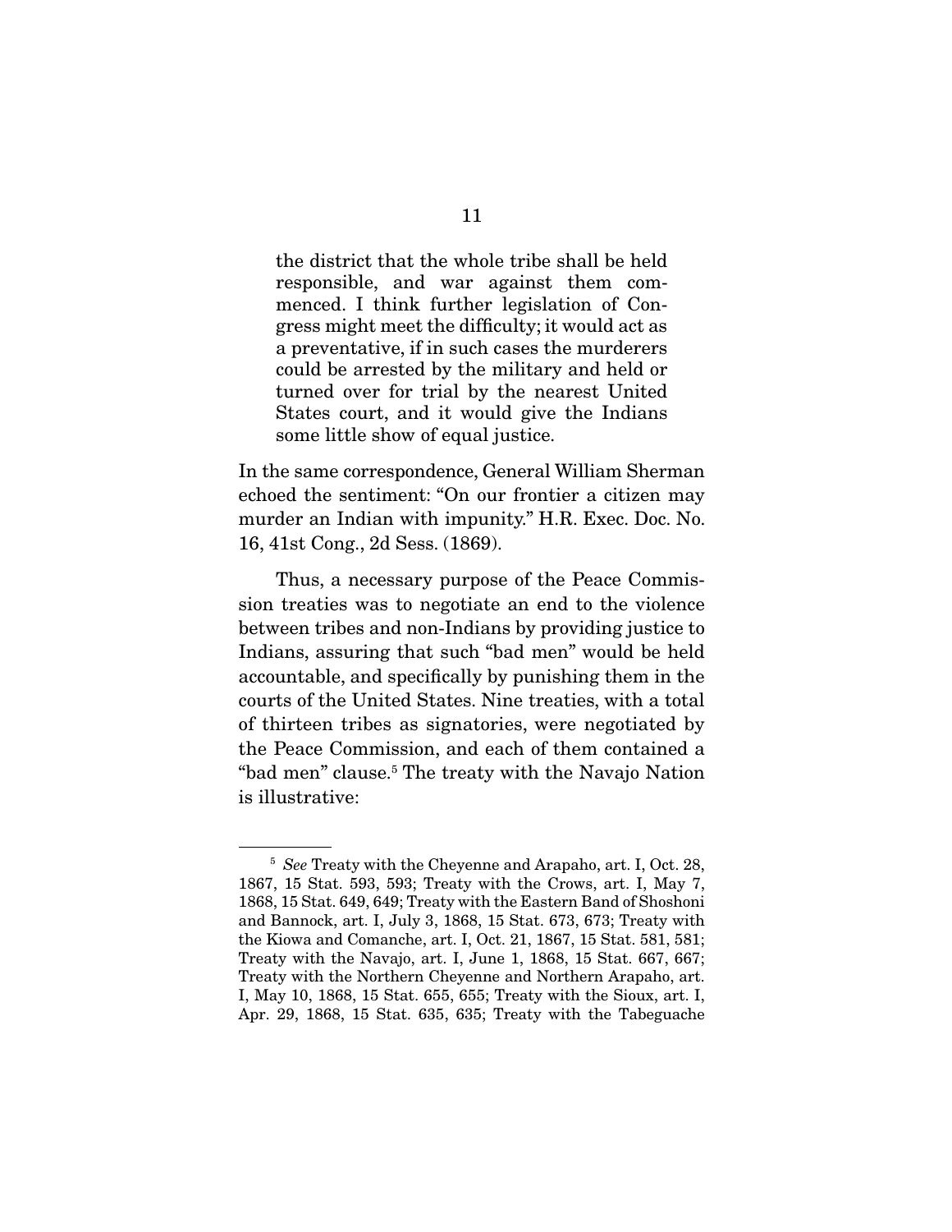> the district that the whole tribe shall be held responsible, and war against them commenced. I think further legislation of Congress might meet the difficulty; it would act as a preventative, if in such cases the murderers could be arrested by the military and held or turned over for trial by the nearest United States court, and it would give the Indians some little show of equal justice.

In the same correspondence, General William Sherman echoed the sentiment: "On our frontier a citizen may murder an Indian with impunity." H.R. Exec. Doc. No. 16, 41st Cong., 2d Sess. (1869).

Thus, a necessary purpose of the Peace Commission treaties was to negotiate an end to the violence between tribes and non-Indians by providing justice to Indians, assuring that such "bad men" would be held accountable, and specifically by punishing them in the courts of the United States. Nine treaties, with a total of thirteen tribes as signatories, were negotiated by the Peace Commission, and each of them contained a "bad men" clause.[5] The treaty with the Navajo Nation is illustrative:

---

[5] *See* Treaty with the Cheyenne and Arapaho, art. I, Oct. 28, 1867, 15 Stat. 593, 593; Treaty with the Crows, art. I, May 7, 1868, 15 Stat. 649, 649; Treaty with the Eastern Band of Shoshoni and Bannock, art. I, July 3, 1868, 15 Stat. 673, 673; Treaty with the Kiowa and Comanche, art. I, Oct. 21, 1867, 15 Stat. 581, 581; Treaty with the Navajo, art. I, June 1, 1868, 15 Stat. 667, 667; Treaty with the Northern Cheyenne and Northern Arapaho, art. I, May 10, 1868, 15 Stat. 655, 655; Treaty with the Sioux, art. I, Apr. 29, 1868, 15 Stat. 635, 635; Treaty with the Tabeguache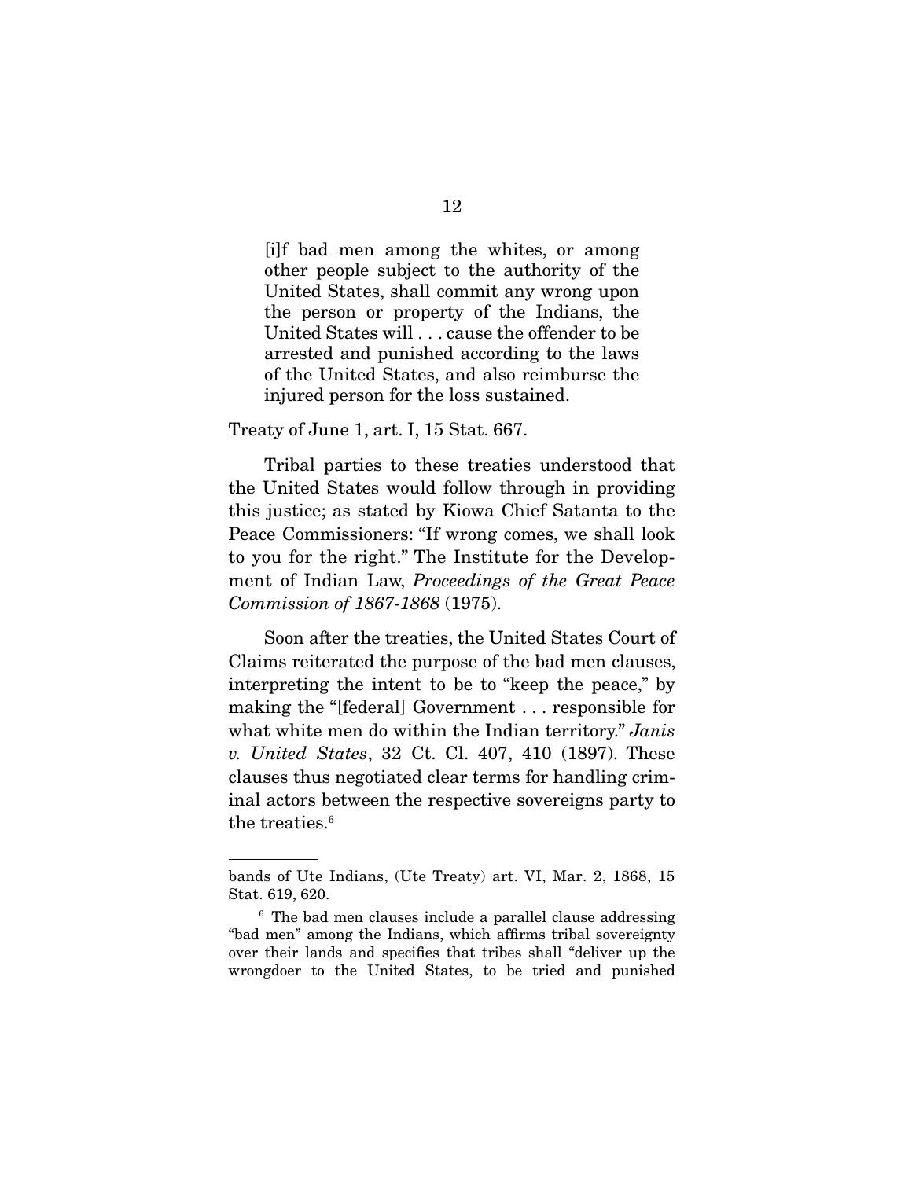> [i]f bad men among the whites, or among other people subject to the authority of the United States, shall commit any wrong upon the person or property of the Indians, the United States will . . . cause the offender to be arrested and punished according to the laws of the United States, and also reimburse the injured person for the loss sustained.

Treaty of June 1, art. I, 15 Stat. 667.

Tribal parties to these treaties understood that the United States would follow through in providing this justice; as stated by Kiowa Chief Satanta to the Peace Commissioners: "If wrong comes, we shall look to you for the right." The Institute for the Development of Indian Law, *Proceedings of the Great Peace Commission of 1867-1868* (1975).

Soon after the treaties, the United States Court of Claims reiterated the purpose of the bad men clauses, interpreting the intent to be to "keep the peace," by making the "[federal] Government . . . responsible for what white men do within the Indian territory." *Janis v. United States*, 32 Ct. Cl. 407, 410 (1897). These clauses thus negotiated clear terms for handling criminal actors between the respective sovereigns party to the treaties.[6]

---

bands of Ute Indians, (Ute Treaty) art. VI, Mar. 2, 1868, 15 Stat. 619, 620.

[6] The bad men clauses include a parallel clause addressing "bad men" among the Indians, which affirms tribal sovereignty over their lands and specifies that tribes shall "deliver up the wrongdoer to the United States, to be tried and punished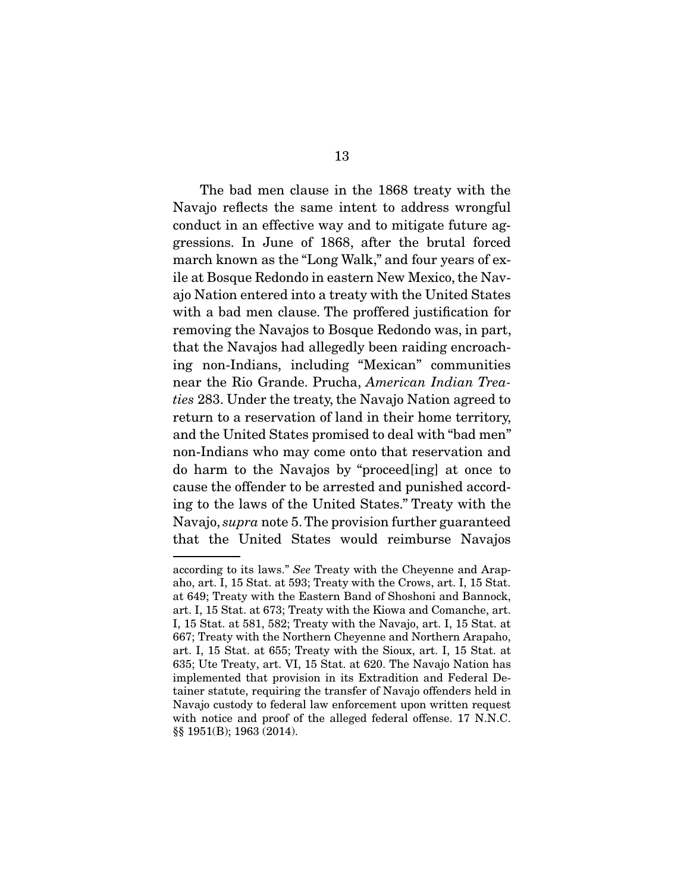The bad men clause in the 1868 treaty with the Navajo reflects the same intent to address wrongful conduct in an effective way and to mitigate future aggressions. In June of 1868, after the brutal forced march known as the "Long Walk," and four years of exile at Bosque Redondo in eastern New Mexico, the Navajo Nation entered into a treaty with the United States with a bad men clause. The proffered justification for removing the Navajos to Bosque Redondo was, in part, that the Navajos had allegedly been raiding encroaching non-Indians, including "Mexican" communities near the Rio Grande. Prucha, *American Indian Treaties* 283. Under the treaty, the Navajo Nation agreed to return to a reservation of land in their home territory, and the United States promised to deal with "bad men" non-Indians who may come onto that reservation and do harm to the Navajos by "proceed[ing] at once to cause the offender to be arrested and punished according to the laws of the United States." Treaty with the Navajo, *supra* note 5. The provision further guaranteed that the United States would reimburse Navajos

---

according to its laws." *See* Treaty with the Cheyenne and Arapaho, art. I, 15 Stat. at 593; Treaty with the Crows, art. I, 15 Stat. at 649; Treaty with the Eastern Band of Shoshoni and Bannock, art. I, 15 Stat. at 673; Treaty with the Kiowa and Comanche, art. I, 15 Stat. at 581, 582; Treaty with the Navajo, art. I, 15 Stat. at 667; Treaty with the Northern Cheyenne and Northern Arapaho, art. I, 15 Stat. at 655; Treaty with the Sioux, art. I, 15 Stat. at 635; Ute Treaty, art. VI, 15 Stat. at 620. The Navajo Nation has implemented that provision in its Extradition and Federal Detainer statute, requiring the transfer of Navajo offenders held in Navajo custody to federal law enforcement upon written request with notice and proof of the alleged federal offense. 17 N.N.C. §§ 1951(B); 1963 (2014).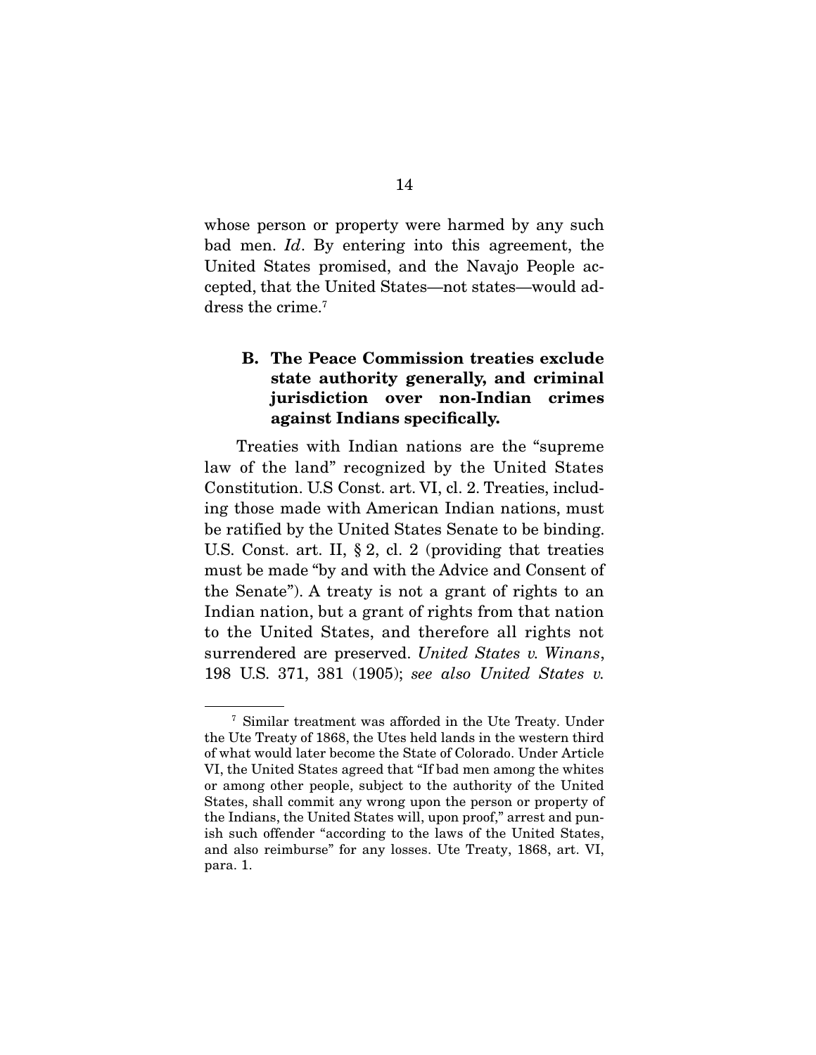whose person or property were harmed by any such bad men. *Id*. By entering into this agreement, the United States promised, and the Navajo People accepted, that the United States—not states—would address the crime.[7]

### B. The Peace Commission treaties exclude state authority generally, and criminal jurisdiction over non-Indian crimes against Indians specifically.

Treaties with Indian nations are the "supreme law of the land" recognized by the United States Constitution. U.S Const. art. VI, cl. 2. Treaties, including those made with American Indian nations, must be ratified by the United States Senate to be binding. U.S. Const. art. II, § 2, cl. 2 (providing that treaties must be made "by and with the Advice and Consent of the Senate"). A treaty is not a grant of rights to an Indian nation, but a grant of rights from that nation to the United States, and therefore all rights not surrendered are preserved. *United States v. Winans*, 198 U.S. 371, 381 (1905); *see also United States v.*

---

[7] Similar treatment was afforded in the Ute Treaty. Under the Ute Treaty of 1868, the Utes held lands in the western third of what would later become the State of Colorado. Under Article VI, the United States agreed that "If bad men among the whites or among other people, subject to the authority of the United States, shall commit any wrong upon the person or property of the Indians, the United States will, upon proof," arrest and punish such offender "according to the laws of the United States, and also reimburse" for any losses. Ute Treaty, 1868, art. VI, para. 1.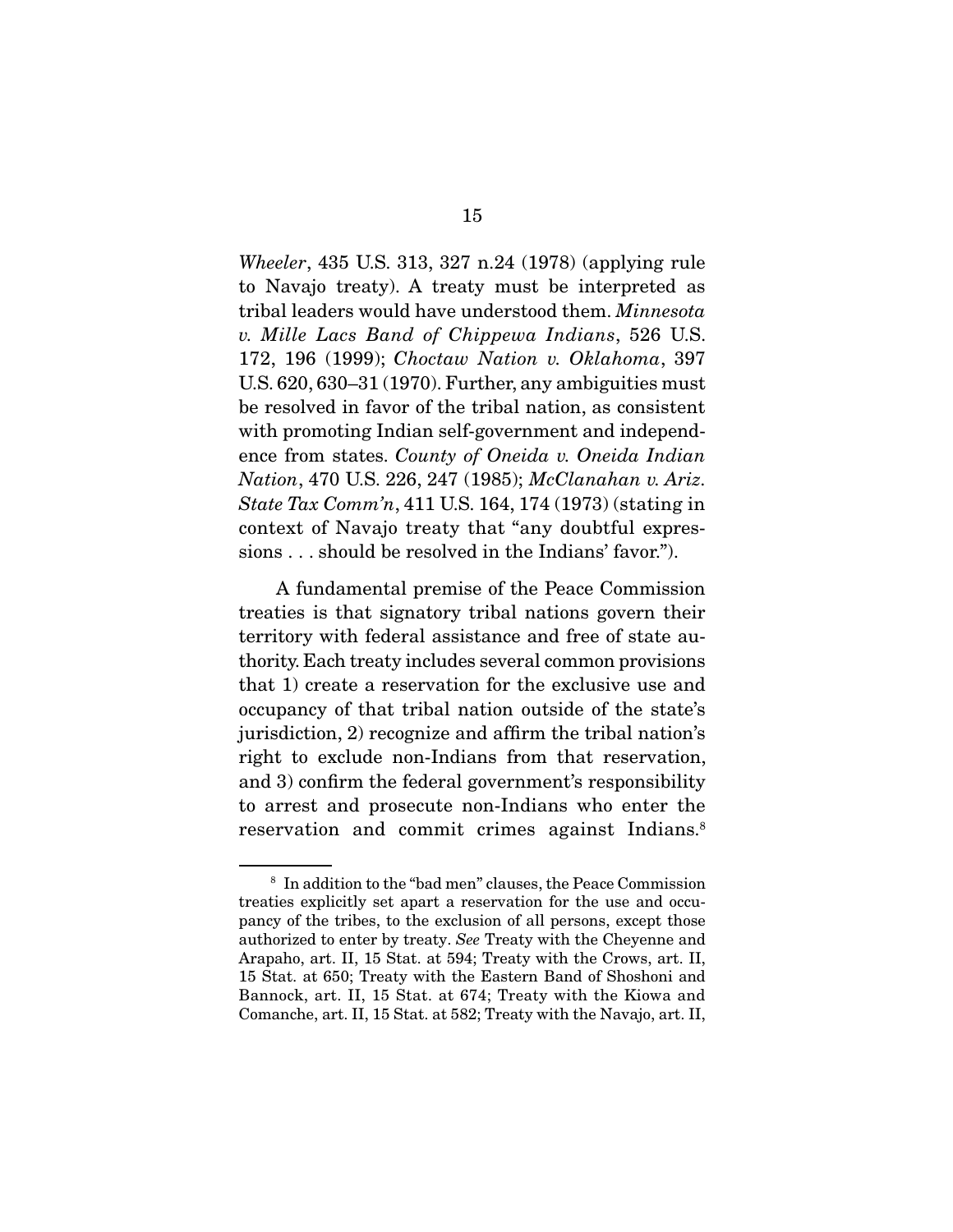*Wheeler*, 435 U.S. 313, 327 n.24 (1978) (applying rule to Navajo treaty). A treaty must be interpreted as tribal leaders would have understood them. *Minnesota v. Mille Lacs Band of Chippewa Indians*, 526 U.S. 172, 196 (1999); *Choctaw Nation v. Oklahoma*, 397 U.S. 620, 630–31 (1970). Further, any ambiguities must be resolved in favor of the tribal nation, as consistent with promoting Indian self-government and independence from states. *County of Oneida v. Oneida Indian Nation*, 470 U.S. 226, 247 (1985); *McClanahan v. Ariz. State Tax Comm'n*, 411 U.S. 164, 174 (1973) (stating in context of Navajo treaty that "any doubtful expressions . . . should be resolved in the Indians' favor.").

A fundamental premise of the Peace Commission treaties is that signatory tribal nations govern their territory with federal assistance and free of state authority. Each treaty includes several common provisions that 1) create a reservation for the exclusive use and occupancy of that tribal nation outside of the state's jurisdiction, 2) recognize and affirm the tribal nation's right to exclude non-Indians from that reservation, and 3) confirm the federal government's responsibility to arrest and prosecute non-Indians who enter the reservation and commit crimes against Indians.[8]

[8] In addition to the "bad men" clauses, the Peace Commission treaties explicitly set apart a reservation for the use and occupancy of the tribes, to the exclusion of all persons, except those authorized to enter by treaty. *See* Treaty with the Cheyenne and Arapaho, art. II, 15 Stat. at 594; Treaty with the Crows, art. II, 15 Stat. at 650; Treaty with the Eastern Band of Shoshoni and Bannock, art. II, 15 Stat. at 674; Treaty with the Kiowa and Comanche, art. II, 15 Stat. at 582; Treaty with the Navajo, art. II,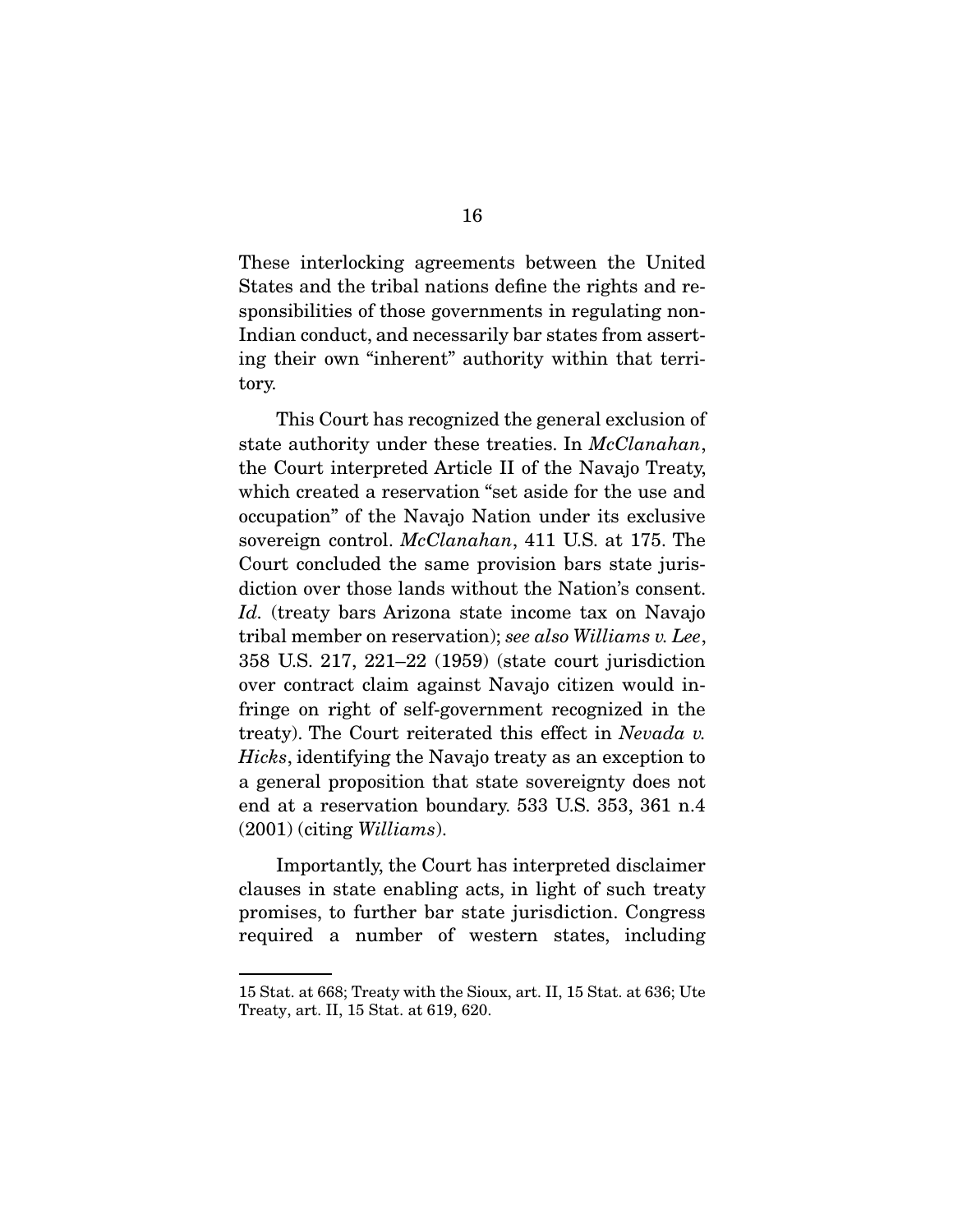These interlocking agreements between the United States and the tribal nations define the rights and responsibilities of those governments in regulating non-Indian conduct, and necessarily bar states from asserting their own "inherent" authority within that territory.

This Court has recognized the general exclusion of state authority under these treaties. In *McClanahan*, the Court interpreted Article II of the Navajo Treaty, which created a reservation "set aside for the use and occupation" of the Navajo Nation under its exclusive sovereign control. *McClanahan*, 411 U.S. at 175. The Court concluded the same provision bars state jurisdiction over those lands without the Nation's consent. *Id.* (treaty bars Arizona state income tax on Navajo tribal member on reservation); *see also Williams v. Lee*, 358 U.S. 217, 221–22 (1959) (state court jurisdiction over contract claim against Navajo citizen would infringe on right of self-government recognized in the treaty). The Court reiterated this effect in *Nevada v. Hicks*, identifying the Navajo treaty as an exception to a general proposition that state sovereignty does not end at a reservation boundary. 533 U.S. 353, 361 n.4 (2001) (citing *Williams*).

Importantly, the Court has interpreted disclaimer clauses in state enabling acts, in light of such treaty promises, to further bar state jurisdiction. Congress required a number of western states, including

---

15 Stat. at 668; Treaty with the Sioux, art. II, 15 Stat. at 636; Ute Treaty, art. II, 15 Stat. at 619, 620.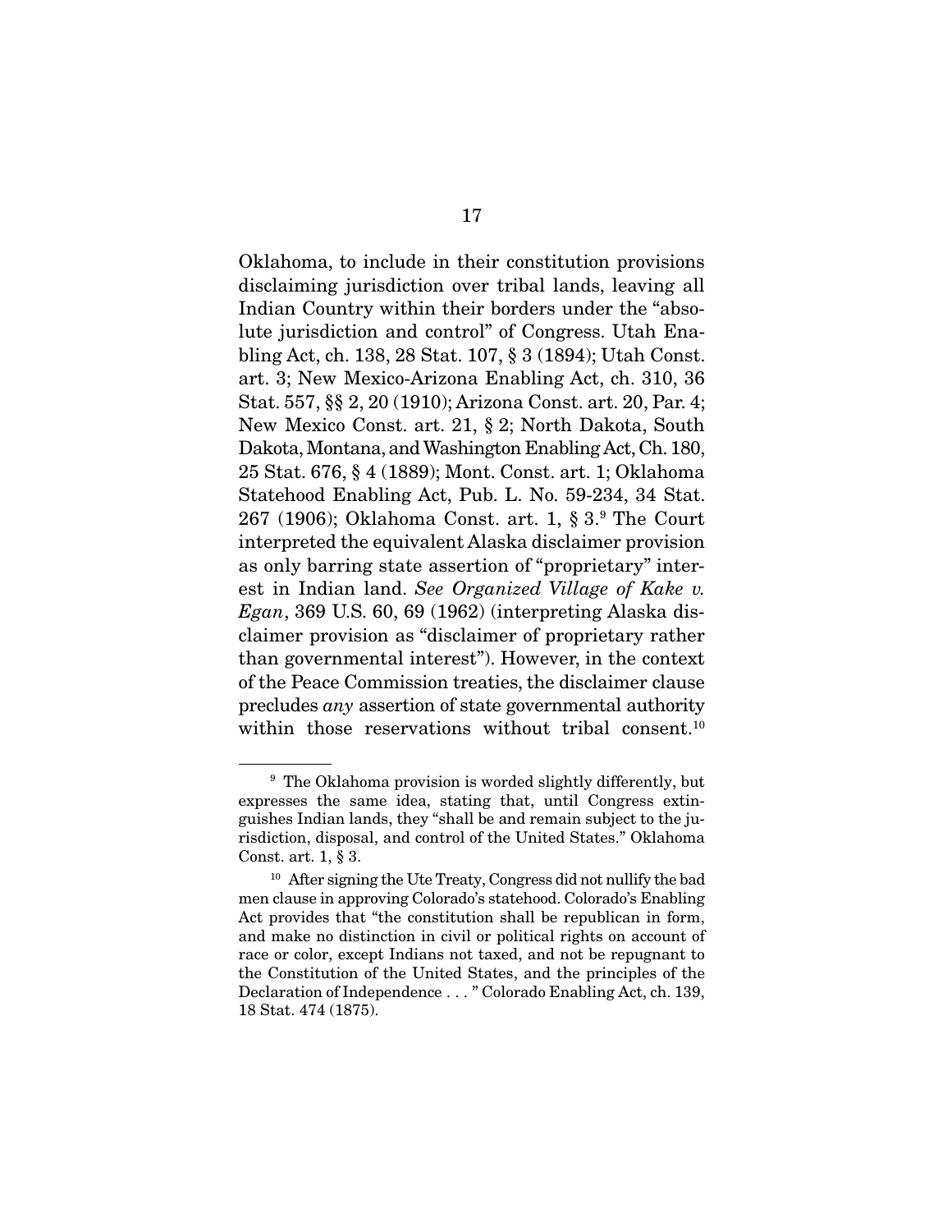Oklahoma, to include in their constitution provisions disclaiming jurisdiction over tribal lands, leaving all Indian Country within their borders under the "absolute jurisdiction and control" of Congress. Utah Enabling Act, ch. 138, 28 Stat. 107, § 3 (1894); Utah Const. art. 3; New Mexico-Arizona Enabling Act, ch. 310, 36 Stat. 557, §§ 2, 20 (1910); Arizona Const. art. 20, Par. 4; New Mexico Const. art. 21, § 2; North Dakota, South Dakota, Montana, and Washington Enabling Act, Ch. 180, 25 Stat. 676, § 4 (1889); Mont. Const. art. 1; Oklahoma Statehood Enabling Act, Pub. L. No. 59-234, 34 Stat. 267 (1906); Oklahoma Const. art. 1, § 3.[9] The Court interpreted the equivalent Alaska disclaimer provision as only barring state assertion of "proprietary" interest in Indian land. *See Organized Village of Kake v. Egan*, 369 U.S. 60, 69 (1962) (interpreting Alaska disclaimer provision as "disclaimer of proprietary rather than governmental interest"). However, in the context of the Peace Commission treaties, the disclaimer clause precludes *any* assertion of state governmental authority within those reservations without tribal consent.[10]

---

[9] The Oklahoma provision is worded slightly differently, but expresses the same idea, stating that, until Congress extinguishes Indian lands, they "shall be and remain subject to the jurisdiction, disposal, and control of the United States." Oklahoma Const. art. 1, § 3.

[10] After signing the Ute Treaty, Congress did not nullify the bad men clause in approving Colorado's statehood. Colorado's Enabling Act provides that "the constitution shall be republican in form, and make no distinction in civil or political rights on account of race or color, except Indians not taxed, and not be repugnant to the Constitution of the United States, and the principles of the Declaration of Independence . . . " Colorado Enabling Act, ch. 139, 18 Stat. 474 (1875).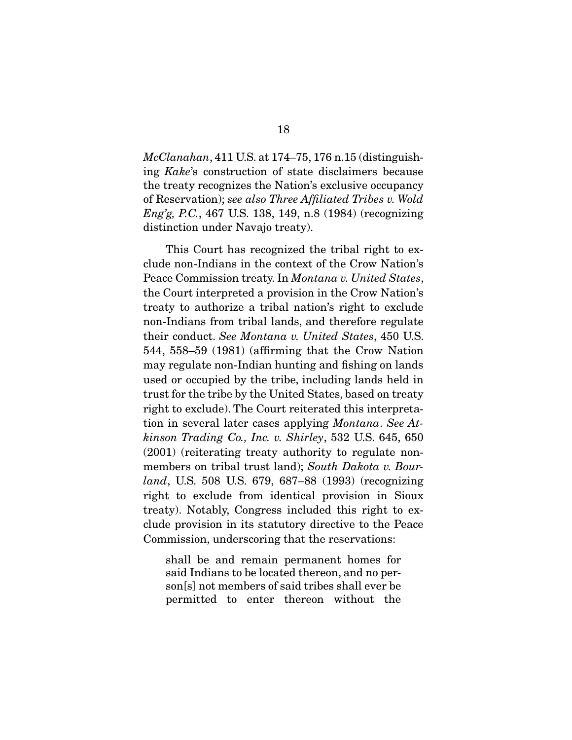*McClanahan*, 411 U.S. at 174–75, 176 n.15 (distinguishing *Kake*'s construction of state disclaimers because the treaty recognizes the Nation's exclusive occupancy of Reservation); *see also Three Affiliated Tribes v. Wold Eng'g, P.C.*, 467 U.S. 138, 149, n.8 (1984) (recognizing distinction under Navajo treaty).

This Court has recognized the tribal right to exclude non-Indians in the context of the Crow Nation's Peace Commission treaty. In *Montana v. United States*, the Court interpreted a provision in the Crow Nation's treaty to authorize a tribal nation's right to exclude non-Indians from tribal lands, and therefore regulate their conduct. *See Montana v. United States*, 450 U.S. 544, 558–59 (1981) (affirming that the Crow Nation may regulate non-Indian hunting and fishing on lands used or occupied by the tribe, including lands held in trust for the tribe by the United States, based on treaty right to exclude). The Court reiterated this interpretation in several later cases applying *Montana*. *See Atkinson Trading Co., Inc. v. Shirley*, 532 U.S. 645, 650 (2001) (reiterating treaty authority to regulate nonmembers on tribal trust land); *South Dakota v. Bourland*, U.S. 508 U.S. 679, 687–88 (1993) (recognizing right to exclude from identical provision in Sioux treaty). Notably, Congress included this right to exclude provision in its statutory directive to the Peace Commission, underscoring that the reservations:

> shall be and remain permanent homes for said Indians to be located thereon, and no person[s] not members of said tribes shall ever be permitted to enter thereon without the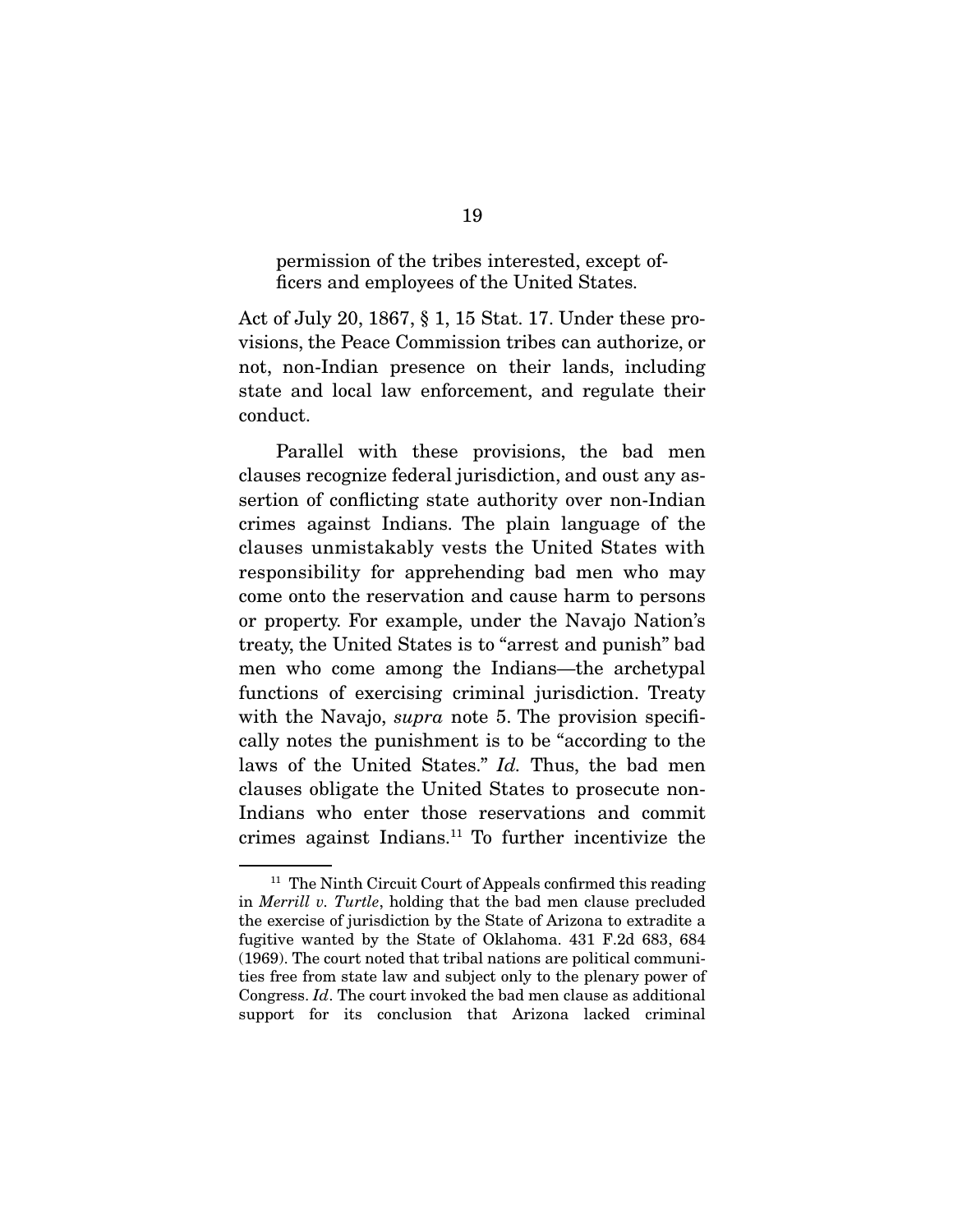> permission of the tribes interested, except officers and employees of the United States.

Act of July 20, 1867, § 1, 15 Stat. 17. Under these provisions, the Peace Commission tribes can authorize, or not, non-Indian presence on their lands, including state and local law enforcement, and regulate their conduct.

Parallel with these provisions, the bad men clauses recognize federal jurisdiction, and oust any assertion of conflicting state authority over non-Indian crimes against Indians. The plain language of the clauses unmistakably vests the United States with responsibility for apprehending bad men who may come onto the reservation and cause harm to persons or property. For example, under the Navajo Nation's treaty, the United States is to "arrest and punish" bad men who come among the Indians—the archetypal functions of exercising criminal jurisdiction. Treaty with the Navajo, *supra* note 5. The provision specifically notes the punishment is to be "according to the laws of the United States." *Id.* Thus, the bad men clauses obligate the United States to prosecute non-Indians who enter those reservations and commit crimes against Indians.[11] To further incentivize the

[11] The Ninth Circuit Court of Appeals confirmed this reading in *Merrill v. Turtle*, holding that the bad men clause precluded the exercise of jurisdiction by the State of Arizona to extradite a fugitive wanted by the State of Oklahoma. 431 F.2d 683, 684 (1969). The court noted that tribal nations are political communities free from state law and subject only to the plenary power of Congress. *Id*. The court invoked the bad men clause as additional support for its conclusion that Arizona lacked criminal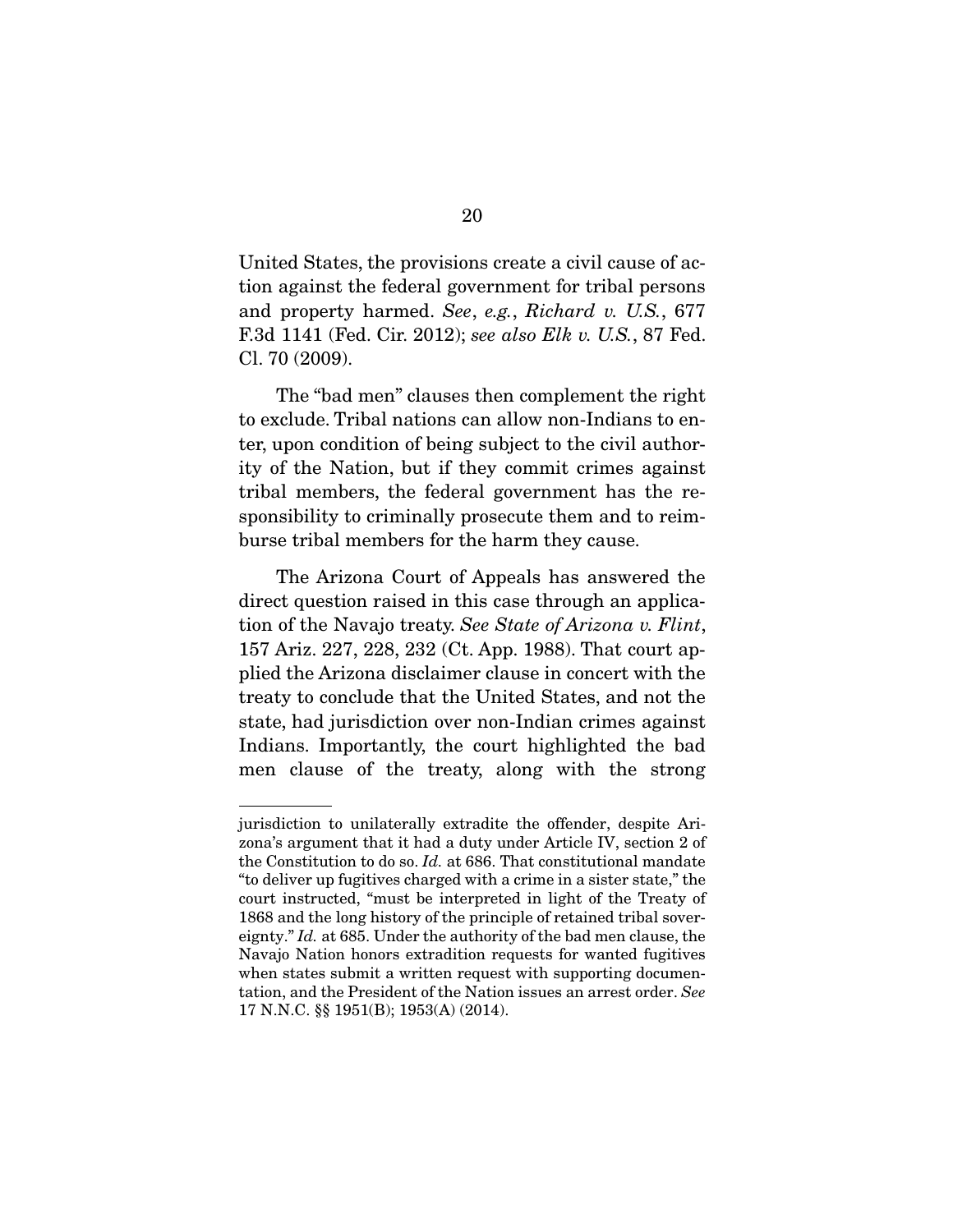United States, the provisions create a civil cause of action against the federal government for tribal persons and property harmed. *See*, *e.g.*, *Richard v. U.S.*, 677 F.3d 1141 (Fed. Cir. 2012); *see also Elk v. U.S.*, 87 Fed. Cl. 70 (2009).

The "bad men" clauses then complement the right to exclude. Tribal nations can allow non-Indians to enter, upon condition of being subject to the civil authority of the Nation, but if they commit crimes against tribal members, the federal government has the responsibility to criminally prosecute them and to reimburse tribal members for the harm they cause.

The Arizona Court of Appeals has answered the direct question raised in this case through an application of the Navajo treaty. *See State of Arizona v. Flint*, 157 Ariz. 227, 228, 232 (Ct. App. 1988). That court applied the Arizona disclaimer clause in concert with the treaty to conclude that the United States, and not the state, had jurisdiction over non-Indian crimes against Indians. Importantly, the court highlighted the bad men clause of the treaty, along with the strong

---

jurisdiction to unilaterally extradite the offender, despite Arizona's argument that it had a duty under Article IV, section 2 of the Constitution to do so. *Id.* at 686. That constitutional mandate "to deliver up fugitives charged with a crime in a sister state," the court instructed, "must be interpreted in light of the Treaty of 1868 and the long history of the principle of retained tribal sovereignty." *Id.* at 685. Under the authority of the bad men clause, the Navajo Nation honors extradition requests for wanted fugitives when states submit a written request with supporting documentation, and the President of the Nation issues an arrest order. *See* 17 N.N.C. §§ 1951(B); 1953(A) (2014).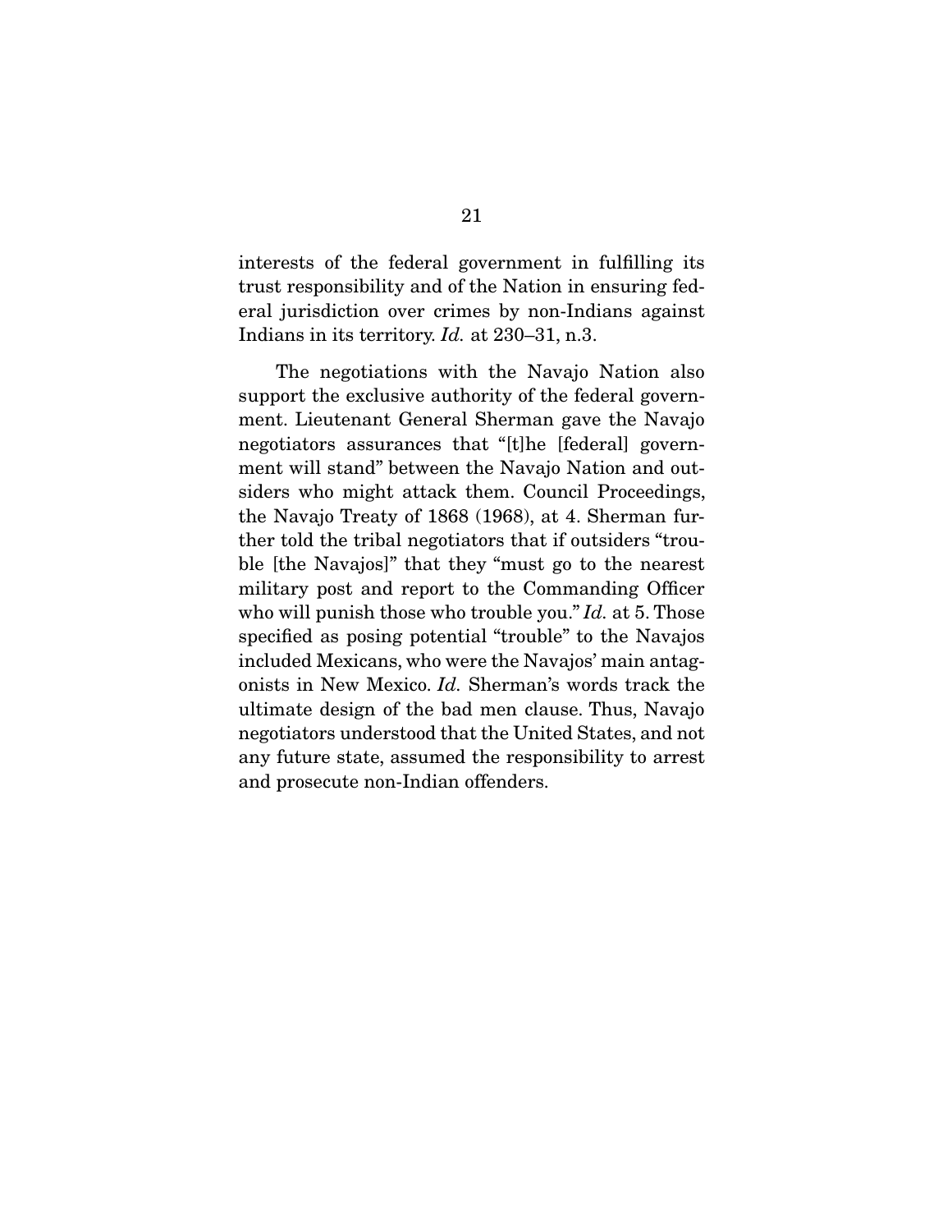interests of the federal government in fulfilling its trust responsibility and of the Nation in ensuring federal jurisdiction over crimes by non-Indians against Indians in its territory. *Id.* at 230–31, n.3.

The negotiations with the Navajo Nation also support the exclusive authority of the federal government. Lieutenant General Sherman gave the Navajo negotiators assurances that "[t]he [federal] government will stand" between the Navajo Nation and outsiders who might attack them. Council Proceedings, the Navajo Treaty of 1868 (1968), at 4. Sherman further told the tribal negotiators that if outsiders "trouble [the Navajos]" that they "must go to the nearest military post and report to the Commanding Officer who will punish those who trouble you." *Id.* at 5. Those specified as posing potential "trouble" to the Navajos included Mexicans, who were the Navajos' main antagonists in New Mexico. *Id.* Sherman's words track the ultimate design of the bad men clause. Thus, Navajo negotiators understood that the United States, and not any future state, assumed the responsibility to arrest and prosecute non-Indian offenders.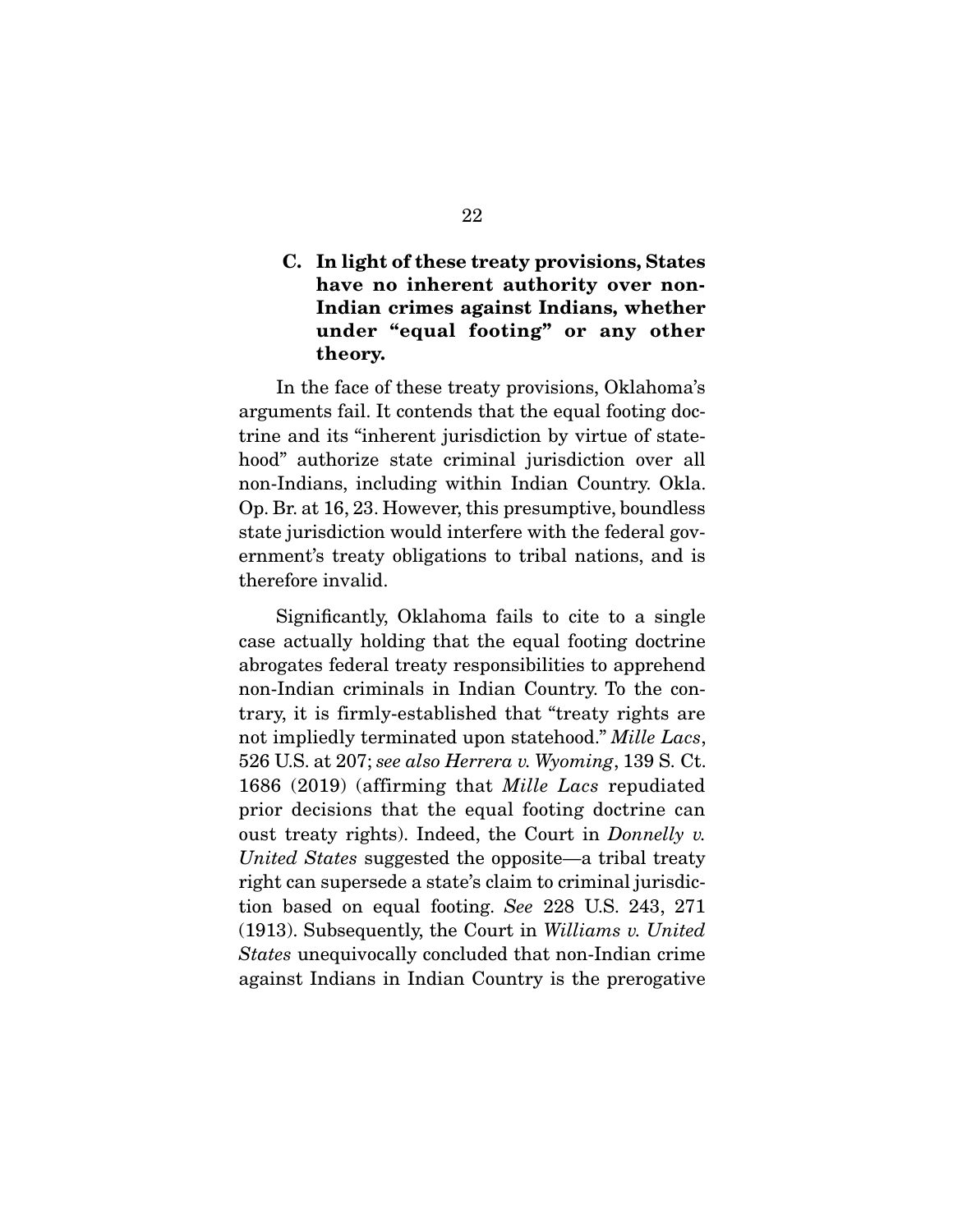### C. In light of these treaty provisions, States have no inherent authority over non-Indian crimes against Indians, whether under "equal footing" or any other theory.

In the face of these treaty provisions, Oklahoma's arguments fail. It contends that the equal footing doctrine and its "inherent jurisdiction by virtue of statehood" authorize state criminal jurisdiction over all non-Indians, including within Indian Country. Okla. Op. Br. at 16, 23. However, this presumptive, boundless state jurisdiction would interfere with the federal government's treaty obligations to tribal nations, and is therefore invalid.

Significantly, Oklahoma fails to cite to a single case actually holding that the equal footing doctrine abrogates federal treaty responsibilities to apprehend non-Indian criminals in Indian Country. To the contrary, it is firmly-established that "treaty rights are not impliedly terminated upon statehood." *Mille Lacs*, 526 U.S. at 207; *see also Herrera v. Wyoming*, 139 S. Ct. 1686 (2019) (affirming that *Mille Lacs* repudiated prior decisions that the equal footing doctrine can oust treaty rights). Indeed, the Court in *Donnelly v. United States* suggested the opposite—a tribal treaty right can supersede a state's claim to criminal jurisdiction based on equal footing. *See* 228 U.S. 243, 271 (1913). Subsequently, the Court in *Williams v. United States* unequivocally concluded that non-Indian crime against Indians in Indian Country is the prerogative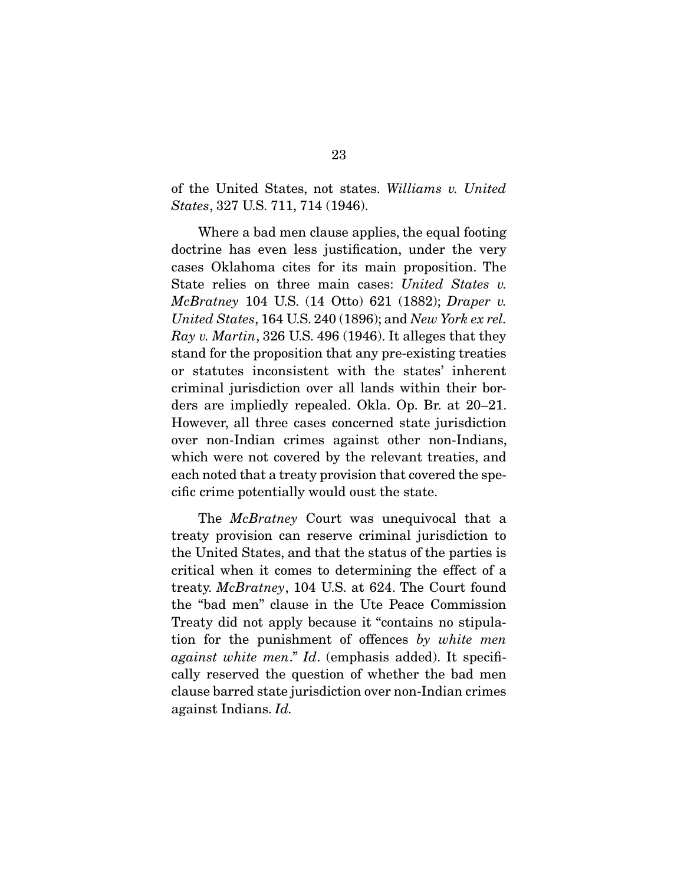of the United States, not states. *Williams v. United States*, 327 U.S. 711, 714 (1946).

Where a bad men clause applies, the equal footing doctrine has even less justification, under the very cases Oklahoma cites for its main proposition. The State relies on three main cases: *United States v. McBratney* 104 U.S. (14 Otto) 621 (1882); *Draper v. United States*, 164 U.S. 240 (1896); and *New York ex rel. Ray v. Martin*, 326 U.S. 496 (1946). It alleges that they stand for the proposition that any pre-existing treaties or statutes inconsistent with the states' inherent criminal jurisdiction over all lands within their borders are impliedly repealed. Okla. Op. Br. at 20–21. However, all three cases concerned state jurisdiction over non-Indian crimes against other non-Indians, which were not covered by the relevant treaties, and each noted that a treaty provision that covered the specific crime potentially would oust the state.

The *McBratney* Court was unequivocal that a treaty provision can reserve criminal jurisdiction to the United States, and that the status of the parties is critical when it comes to determining the effect of a treaty. *McBratney*, 104 U.S. at 624. The Court found the "bad men" clause in the Ute Peace Commission Treaty did not apply because it "contains no stipulation for the punishment of offences *by white men against white men*." *Id*. (emphasis added). It specifically reserved the question of whether the bad men clause barred state jurisdiction over non-Indian crimes against Indians. *Id.*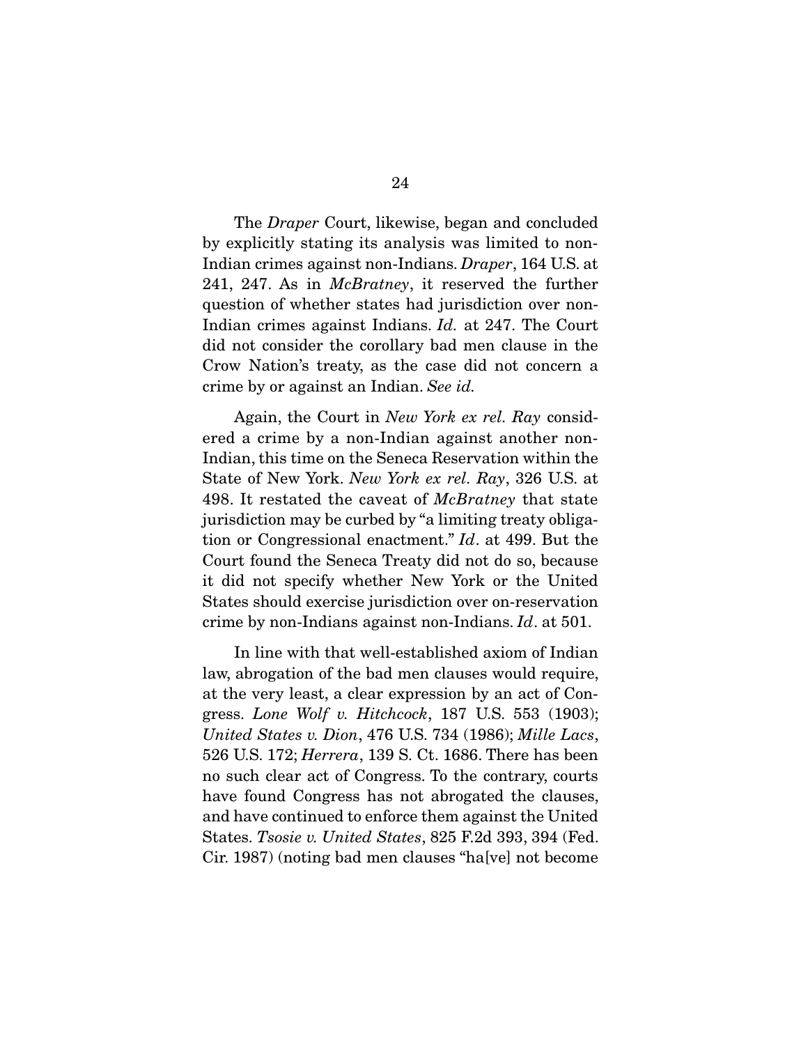The *Draper* Court, likewise, began and concluded by explicitly stating its analysis was limited to non-Indian crimes against non-Indians. *Draper*, 164 U.S. at 241, 247. As in *McBratney*, it reserved the further question of whether states had jurisdiction over non-Indian crimes against Indians. *Id.* at 247. The Court did not consider the corollary bad men clause in the Crow Nation's treaty, as the case did not concern a crime by or against an Indian. *See id.*

Again, the Court in *New York ex rel. Ray* considered a crime by a non-Indian against another non-Indian, this time on the Seneca Reservation within the State of New York. *New York ex rel. Ray*, 326 U.S. at 498. It restated the caveat of *McBratney* that state jurisdiction may be curbed by "a limiting treaty obligation or Congressional enactment." *Id*. at 499. But the Court found the Seneca Treaty did not do so, because it did not specify whether New York or the United States should exercise jurisdiction over on-reservation crime by non-Indians against non-Indians. *Id*. at 501.

In line with that well-established axiom of Indian law, abrogation of the bad men clauses would require, at the very least, a clear expression by an act of Congress. *Lone Wolf v. Hitchcock*, 187 U.S. 553 (1903); *United States v. Dion*, 476 U.S. 734 (1986); *Mille Lacs*, 526 U.S. 172; *Herrera*, 139 S. Ct. 1686. There has been no such clear act of Congress. To the contrary, courts have found Congress has not abrogated the clauses, and have continued to enforce them against the United States. *Tsosie v. United States*, 825 F.2d 393, 394 (Fed. Cir. 1987) (noting bad men clauses "ha[ve] not become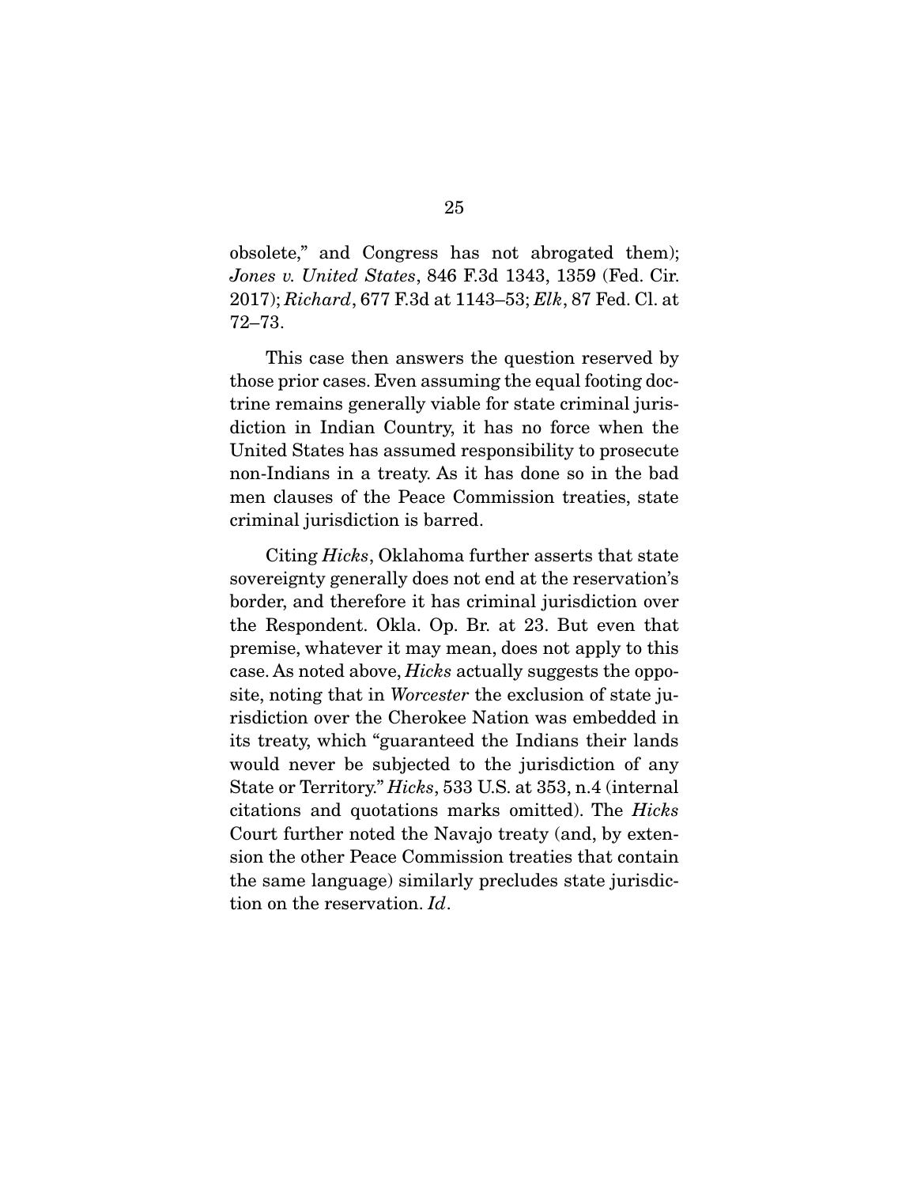obsolete," and Congress has not abrogated them); *Jones v. United States*, 846 F.3d 1343, 1359 (Fed. Cir. 2017); *Richard*, 677 F.3d at 1143–53; *Elk*, 87 Fed. Cl. at 72–73.

This case then answers the question reserved by those prior cases. Even assuming the equal footing doctrine remains generally viable for state criminal jurisdiction in Indian Country, it has no force when the United States has assumed responsibility to prosecute non-Indians in a treaty. As it has done so in the bad men clauses of the Peace Commission treaties, state criminal jurisdiction is barred.

Citing *Hicks*, Oklahoma further asserts that state sovereignty generally does not end at the reservation's border, and therefore it has criminal jurisdiction over the Respondent. Okla. Op. Br. at 23. But even that premise, whatever it may mean, does not apply to this case. As noted above, *Hicks* actually suggests the opposite, noting that in *Worcester* the exclusion of state jurisdiction over the Cherokee Nation was embedded in its treaty, which "guaranteed the Indians their lands would never be subjected to the jurisdiction of any State or Territory." *Hicks*, 533 U.S. at 353, n.4 (internal citations and quotations marks omitted). The *Hicks* Court further noted the Navajo treaty (and, by extension the other Peace Commission treaties that contain the same language) similarly precludes state jurisdiction on the reservation. *Id*.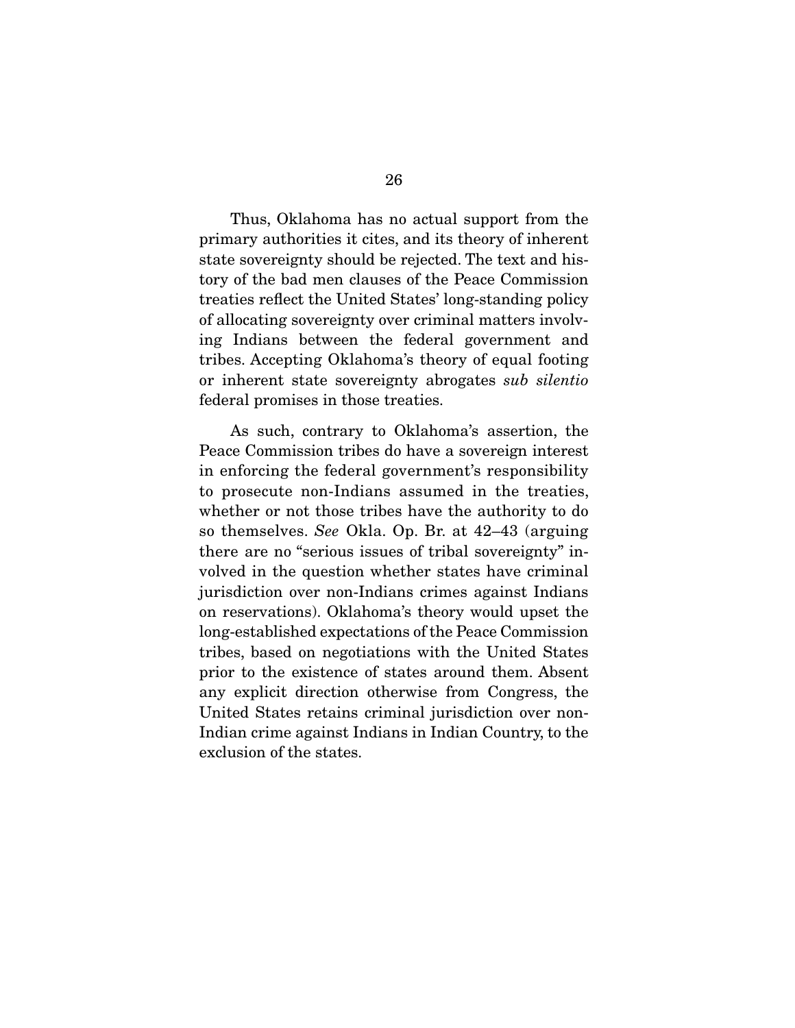Thus, Oklahoma has no actual support from the primary authorities it cites, and its theory of inherent state sovereignty should be rejected. The text and history of the bad men clauses of the Peace Commission treaties reflect the United States' long-standing policy of allocating sovereignty over criminal matters involving Indians between the federal government and tribes. Accepting Oklahoma's theory of equal footing or inherent state sovereignty abrogates *sub silentio* federal promises in those treaties.

As such, contrary to Oklahoma's assertion, the Peace Commission tribes do have a sovereign interest in enforcing the federal government's responsibility to prosecute non-Indians assumed in the treaties, whether or not those tribes have the authority to do so themselves. *See* Okla. Op. Br. at 42–43 (arguing there are no "serious issues of tribal sovereignty" involved in the question whether states have criminal jurisdiction over non-Indians crimes against Indians on reservations). Oklahoma's theory would upset the long-established expectations of the Peace Commission tribes, based on negotiations with the United States prior to the existence of states around them. Absent any explicit direction otherwise from Congress, the United States retains criminal jurisdiction over non-Indian crime against Indians in Indian Country, to the exclusion of the states.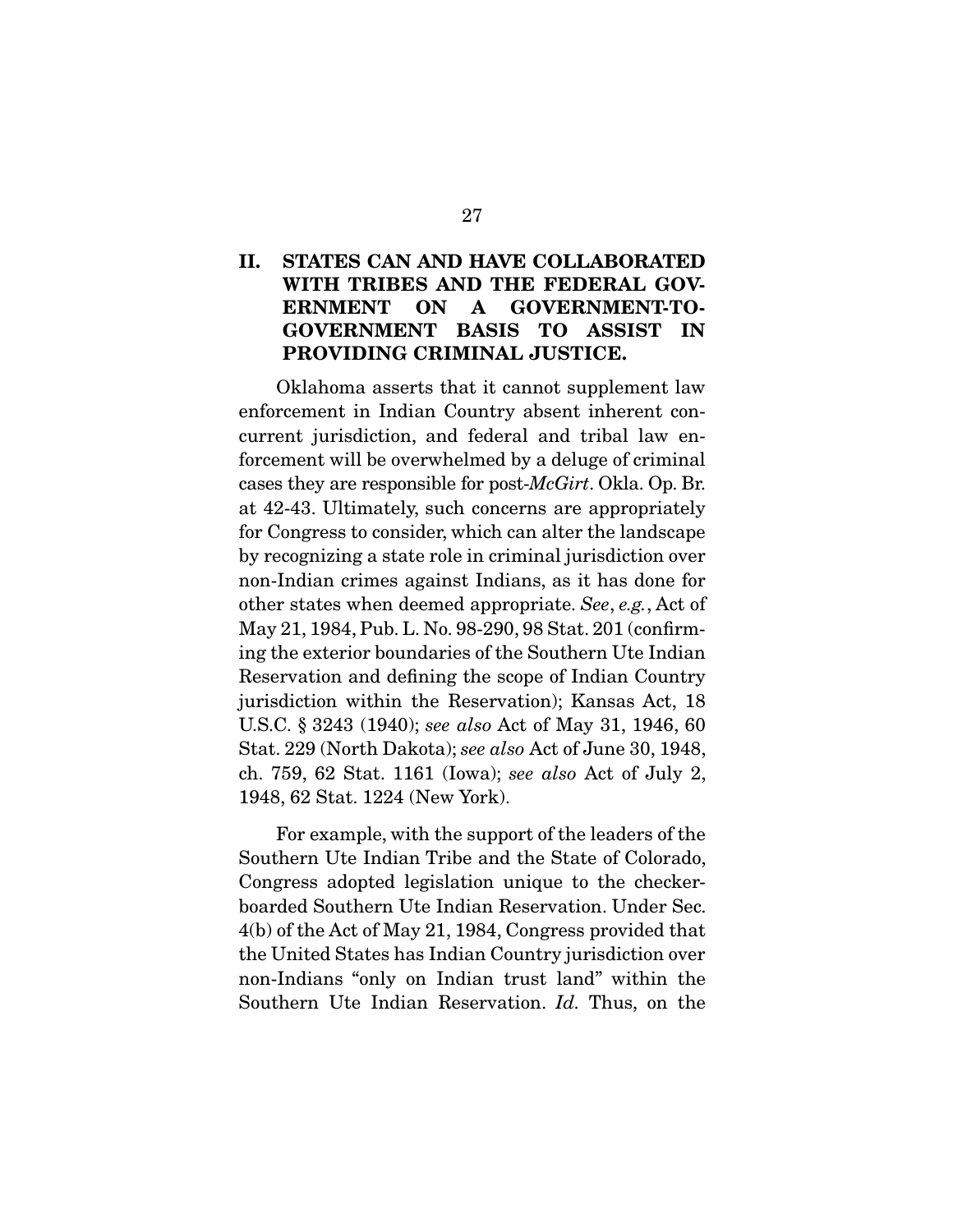## II. STATES CAN AND HAVE COLLABORATED WITH TRIBES AND THE FEDERAL GOVERNMENT ON A GOVERNMENT-TO-GOVERNMENT BASIS TO ASSIST IN PROVIDING CRIMINAL JUSTICE.

Oklahoma asserts that it cannot supplement law enforcement in Indian Country absent inherent concurrent jurisdiction, and federal and tribal law enforcement will be overwhelmed by a deluge of criminal cases they are responsible for post-*McGirt*. Okla. Op. Br. at 42-43. Ultimately, such concerns are appropriately for Congress to consider, which can alter the landscape by recognizing a state role in criminal jurisdiction over non-Indian crimes against Indians, as it has done for other states when deemed appropriate. *See*, *e.g.*, Act of May 21, 1984, Pub. L. No. 98-290, 98 Stat. 201 (confirming the exterior boundaries of the Southern Ute Indian Reservation and defining the scope of Indian Country jurisdiction within the Reservation); Kansas Act, 18 U.S.C. § 3243 (1940); *see also* Act of May 31, 1946, 60 Stat. 229 (North Dakota); *see also* Act of June 30, 1948, ch. 759, 62 Stat. 1161 (Iowa); *see also* Act of July 2, 1948, 62 Stat. 1224 (New York).

For example, with the support of the leaders of the Southern Ute Indian Tribe and the State of Colorado, Congress adopted legislation unique to the checkerboarded Southern Ute Indian Reservation. Under Sec. 4(b) of the Act of May 21, 1984, Congress provided that the United States has Indian Country jurisdiction over non-Indians "only on Indian trust land" within the Southern Ute Indian Reservation. *Id.* Thus, on the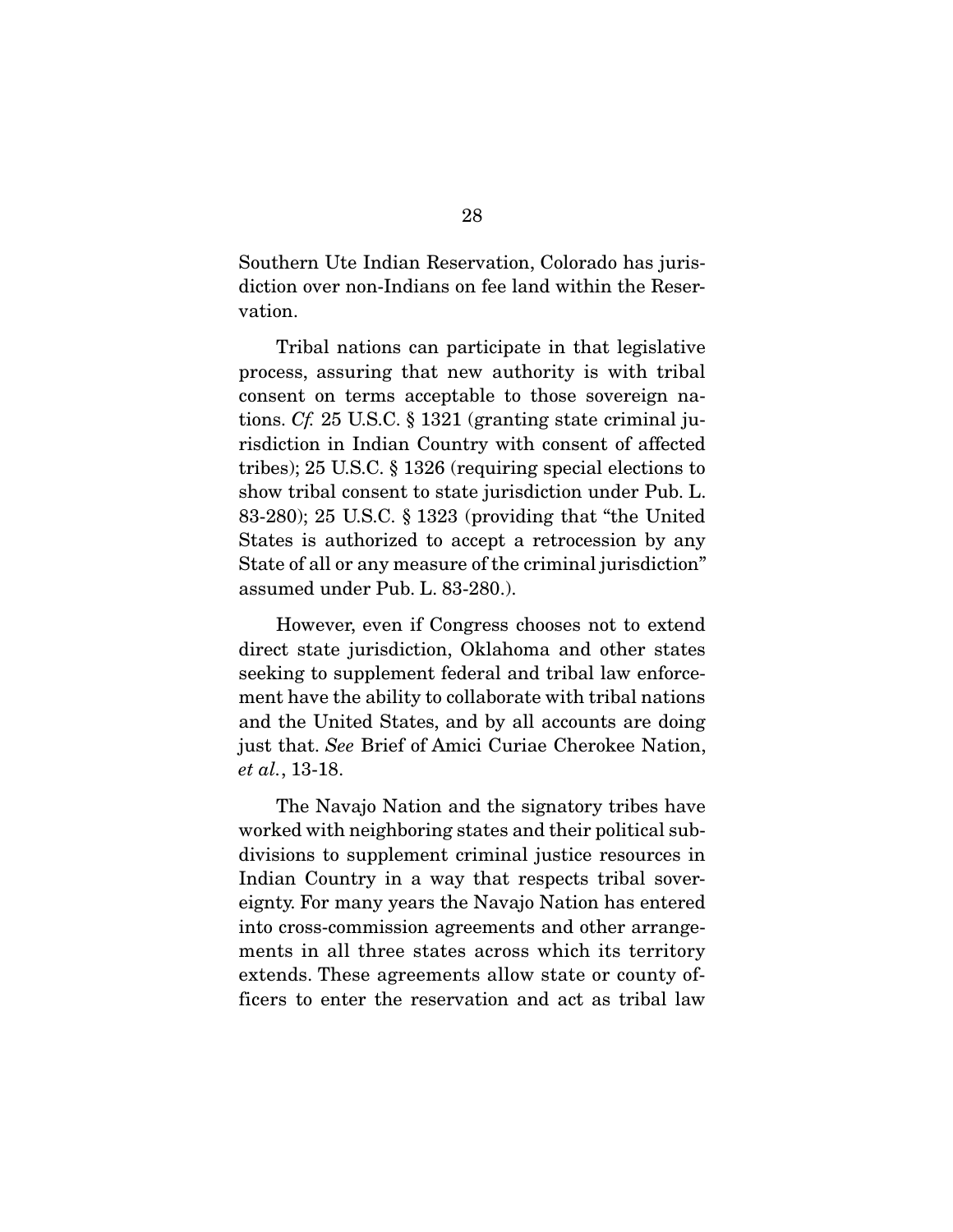Southern Ute Indian Reservation, Colorado has jurisdiction over non-Indians on fee land within the Reservation.

Tribal nations can participate in that legislative process, assuring that new authority is with tribal consent on terms acceptable to those sovereign nations. *Cf.* 25 U.S.C. § 1321 (granting state criminal jurisdiction in Indian Country with consent of affected tribes); 25 U.S.C. § 1326 (requiring special elections to show tribal consent to state jurisdiction under Pub. L. 83-280); 25 U.S.C. § 1323 (providing that "the United States is authorized to accept a retrocession by any State of all or any measure of the criminal jurisdiction" assumed under Pub. L. 83-280.).

However, even if Congress chooses not to extend direct state jurisdiction, Oklahoma and other states seeking to supplement federal and tribal law enforcement have the ability to collaborate with tribal nations and the United States, and by all accounts are doing just that. *See* Brief of Amici Curiae Cherokee Nation, *et al.*, 13-18.

The Navajo Nation and the signatory tribes have worked with neighboring states and their political subdivisions to supplement criminal justice resources in Indian Country in a way that respects tribal sovereignty. For many years the Navajo Nation has entered into cross-commission agreements and other arrangements in all three states across which its territory extends. These agreements allow state or county officers to enter the reservation and act as tribal law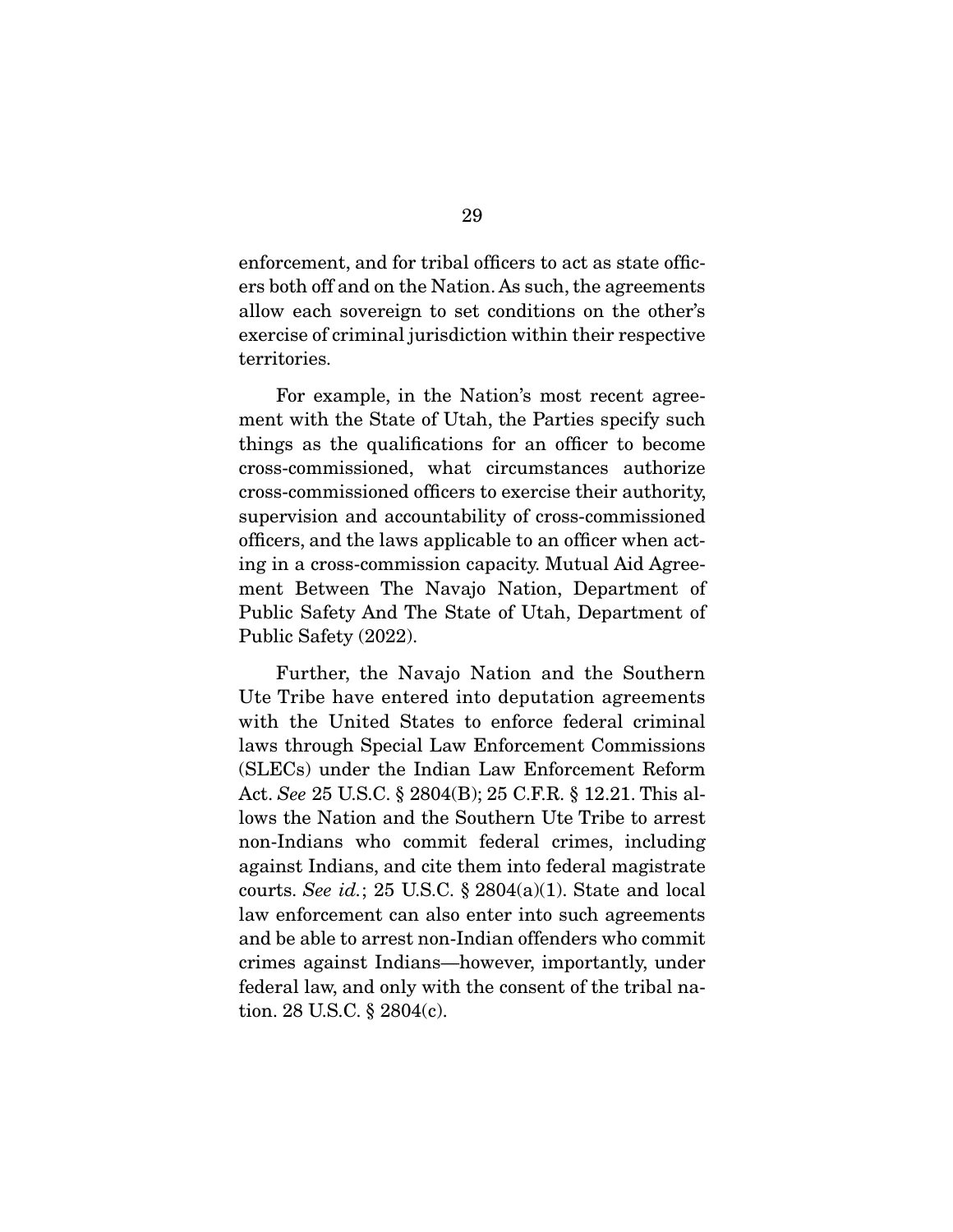enforcement, and for tribal officers to act as state officers both off and on the Nation. As such, the agreements allow each sovereign to set conditions on the other's exercise of criminal jurisdiction within their respective territories.

For example, in the Nation's most recent agreement with the State of Utah, the Parties specify such things as the qualifications for an officer to become cross-commissioned, what circumstances authorize cross-commissioned officers to exercise their authority, supervision and accountability of cross-commissioned officers, and the laws applicable to an officer when acting in a cross-commission capacity. Mutual Aid Agreement Between The Navajo Nation, Department of Public Safety And The State of Utah, Department of Public Safety (2022).

Further, the Navajo Nation and the Southern Ute Tribe have entered into deputation agreements with the United States to enforce federal criminal laws through Special Law Enforcement Commissions (SLECs) under the Indian Law Enforcement Reform Act. *See* 25 U.S.C. § 2804(B); 25 C.F.R. § 12.21. This allows the Nation and the Southern Ute Tribe to arrest non-Indians who commit federal crimes, including against Indians, and cite them into federal magistrate courts. *See id.*; 25 U.S.C. § 2804(a)(1). State and local law enforcement can also enter into such agreements and be able to arrest non-Indian offenders who commit crimes against Indians—however, importantly, under federal law, and only with the consent of the tribal nation. 28 U.S.C. § 2804(c).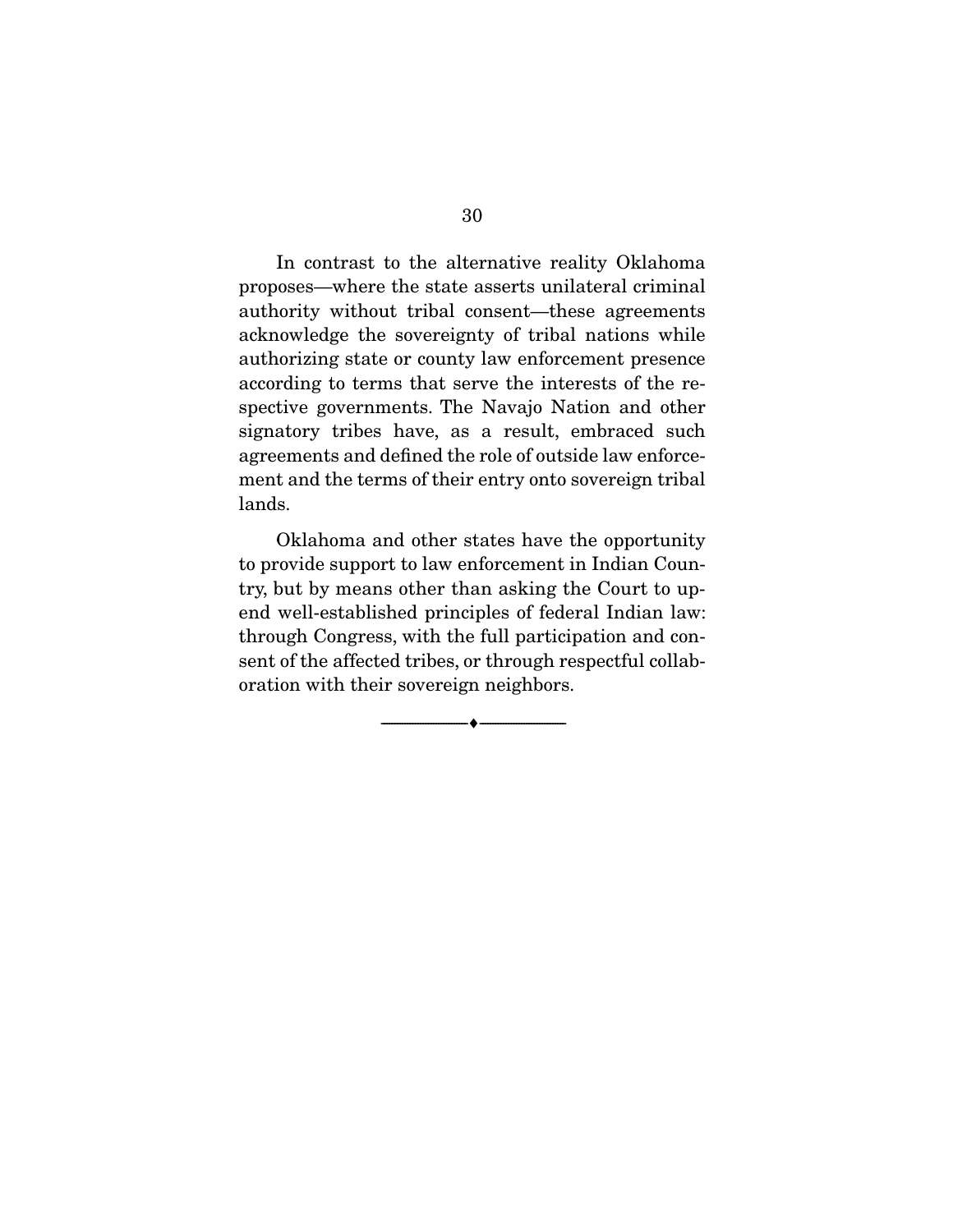In contrast to the alternative reality Oklahoma proposes—where the state asserts unilateral criminal authority without tribal consent—these agreements acknowledge the sovereignty of tribal nations while authorizing state or county law enforcement presence according to terms that serve the interests of the respective governments. The Navajo Nation and other signatory tribes have, as a result, embraced such agreements and defined the role of outside law enforcement and the terms of their entry onto sovereign tribal lands.

Oklahoma and other states have the opportunity to provide support to law enforcement in Indian Country, but by means other than asking the Court to upend well-established principles of federal Indian law: through Congress, with the full participation and consent of the affected tribes, or through respectful collaboration with their sovereign neighbors.

---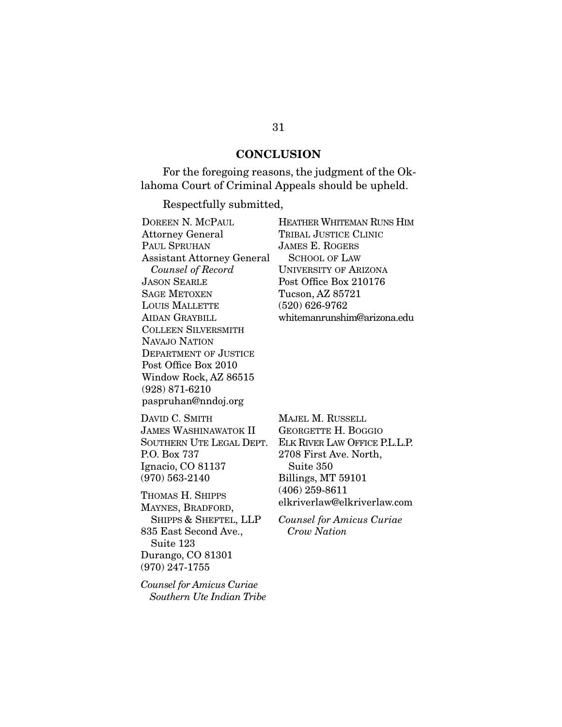## CONCLUSION

For the foregoing reasons, the judgment of the Oklahoma Court of Criminal Appeals should be upheld.

Respectfully submitted,

DOREEN N. MCPAUL
Attorney General
PAUL SPRUHAN
Assistant Attorney General
*Counsel of Record*
JASON SEARLE
SAGE METOXEN
LOUIS MALLETTE
AIDAN GRAYBILL
COLLEEN SILVERSMITH
NAVAJO NATION
DEPARTMENT OF JUSTICE
Post Office Box 2010
Window Rock, AZ 86515
(928) 871-6210
paspruhan@nndoj.org

HEATHER WHITEMAN RUNS HIM
TRIBAL JUSTICE CLINIC
JAMES E. ROGERS
SCHOOL OF LAW
UNIVERSITY OF ARIZONA
Post Office Box 210176
Tucson, AZ 85721
(520) 626-9762
whitemanrunshim@arizona.edu

DAVID C. SMITH
JAMES WASHINAWATOK II
SOUTHERN UTE LEGAL DEPT.
P.O. Box 737
Ignacio, CO 81137
(970) 563-2140

THOMAS H. SHIPPS
MAYNES, BRADFORD,
SHIPPS & SHEFTEL, LLP
835 East Second Ave.,
Suite 123
Durango, CO 81301
(970) 247-1755

*Counsel for Amicus Curiae Southern Ute Indian Tribe*

MAJEL M. RUSSELL
GEORGETTE H. BOGGIO
ELK RIVER LAW OFFICE P.L.L.P.
2708 First Ave. North,
Suite 350
Billings, MT 59101
(406) 259-8611
elkriverlaw@elkriverlaw.com

*Counsel for Amicus Curiae Crow Nation*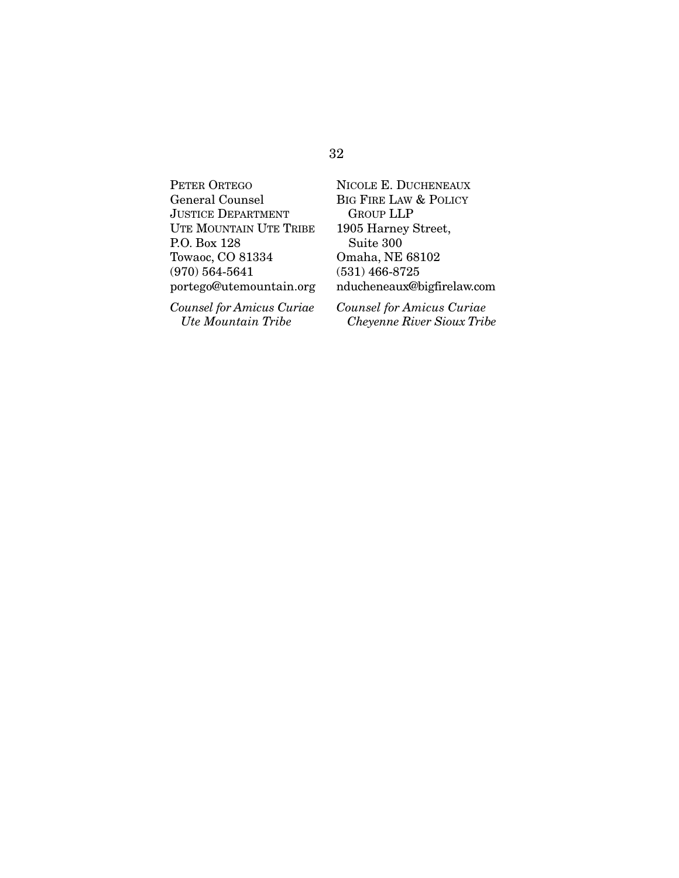PETER ORTEGO
General Counsel
JUSTICE DEPARTMENT
UTE MOUNTAIN UTE TRIBE
P.O. Box 128
Towaoc, CO 81334
(970) 564-5641
portego@utemountain.org

*Counsel for Amicus Curiae Ute Mountain Tribe*

NICOLE E. DUCHENEAUX
BIG FIRE LAW & POLICY GROUP LLP
1905 Harney Street, Suite 300
Omaha, NE 68102
(531) 466-8725
nducheneaux@bigfirelaw.com

*Counsel for Amicus Curiae Cheyenne River Sioux Tribe*